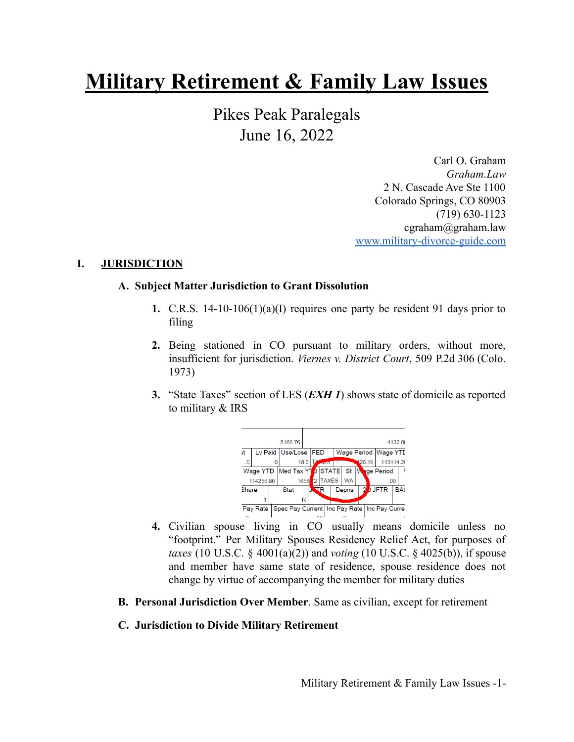# Military Retirement & Family Law Issues

Pikes Peak Paralegals
June 16, 2022

Carl O. Graham
*Graham.Law*
2 N. Cascade Ave Ste 1100
Colorado Springs, CO 80903
(719) 630-1123
cgraham@graham.law
www.military-divorce-guide.com

## I. JURISDICTION

### A. Subject Matter Jurisdiction to Grant Dissolution

1. C.R.S. 14-10-106(1)(a)(I) requires one party be resident 91 days prior to filing

2. Being stationed in CO pursuant to military orders, without more, insufficient for jurisdiction. *Viernes v. District Court*, 509 P.2d 306 (Colo. 1973)

3. "State Taxes" section of LES (***EXH 1***) shows state of domicile as reported to military & IRS

4. Civilian spouse living in CO usually means domicile unless no "footprint." Per Military Spouses Residency Relief Act, for purposes of *taxes* (10 U.S.C. § 4001(a)(2)) and *voting* (10 U.S.C. § 4025(b)), if spouse and member have same state of residence, spouse residence does not change by virtue of accompanying the member for military duties

### B. Personal Jurisdiction Over Member. Same as civilian, except for retirement

### C. Jurisdiction to Divide Military Retirement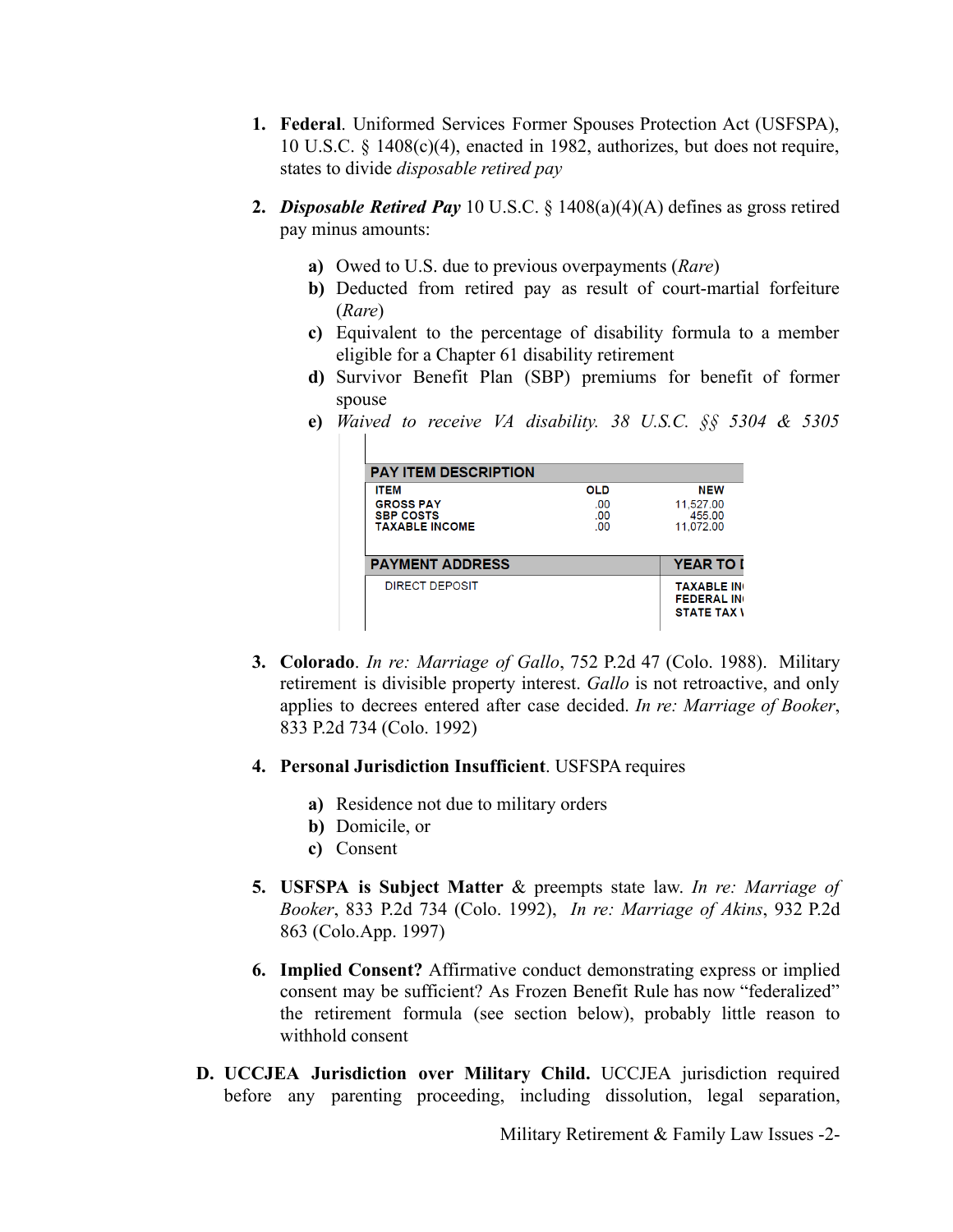1. **Federal**. Uniformed Services Former Spouses Protection Act (USFSPA), 10 U.S.C. § 1408(c)(4), enacted in 1982, authorizes, but does not require, states to divide *disposable retired pay*

2. ***Disposable Retired Pay*** 10 U.S.C. § 1408(a)(4)(A) defines as gross retired pay minus amounts:

   a) Owed to U.S. due to previous overpayments (*Rare*)
   b) Deducted from retired pay as result of court-martial forfeiture (*Rare*)
   c) Equivalent to the percentage of disability formula to a member eligible for a Chapter 61 disability retirement
   d) Survivor Benefit Plan (SBP) premiums for benefit of former spouse
   e) *Waived to receive VA disability. 38 U.S.C. §§ 5304 & 5305*

| PAY ITEM DESCRIPTION | | |
|---|---|---|
| ITEM | OLD | NEW |
| GROSS PAY | .00 | 11,527.00 |
| SBP COSTS | .00 | 455.00 |
| TAXABLE INCOME | .00 | 11,072.00 |

| PAYMENT ADDRESS | YEAR TO I |
|---|---|
| DIRECT DEPOSIT | TAXABLE IN |
| | FEDERAL IN |
| | STATE TAX \ |

3. **Colorado**. *In re: Marriage of Gallo*, 752 P.2d 47 (Colo. 1988). Military retirement is divisible property interest. *Gallo* is not retroactive, and only applies to decrees entered after case decided. *In re: Marriage of Booker*, 833 P.2d 734 (Colo. 1992)

4. **Personal Jurisdiction Insufficient**. USFSPA requires

   a) Residence not due to military orders
   b) Domicile, or
   c) Consent

5. **USFSPA is Subject Matter** & preempts state law. *In re: Marriage of Booker*, 833 P.2d 734 (Colo. 1992), *In re: Marriage of Akins*, 932 P.2d 863 (Colo.App. 1997)

6. **Implied Consent?** Affirmative conduct demonstrating express or implied consent may be sufficient? As Frozen Benefit Rule has now "federalized" the retirement formula (see section below), probably little reason to withhold consent

**D. UCCJEA Jurisdiction over Military Child.** UCCJEA jurisdiction required before any parenting proceeding, including dissolution, legal separation,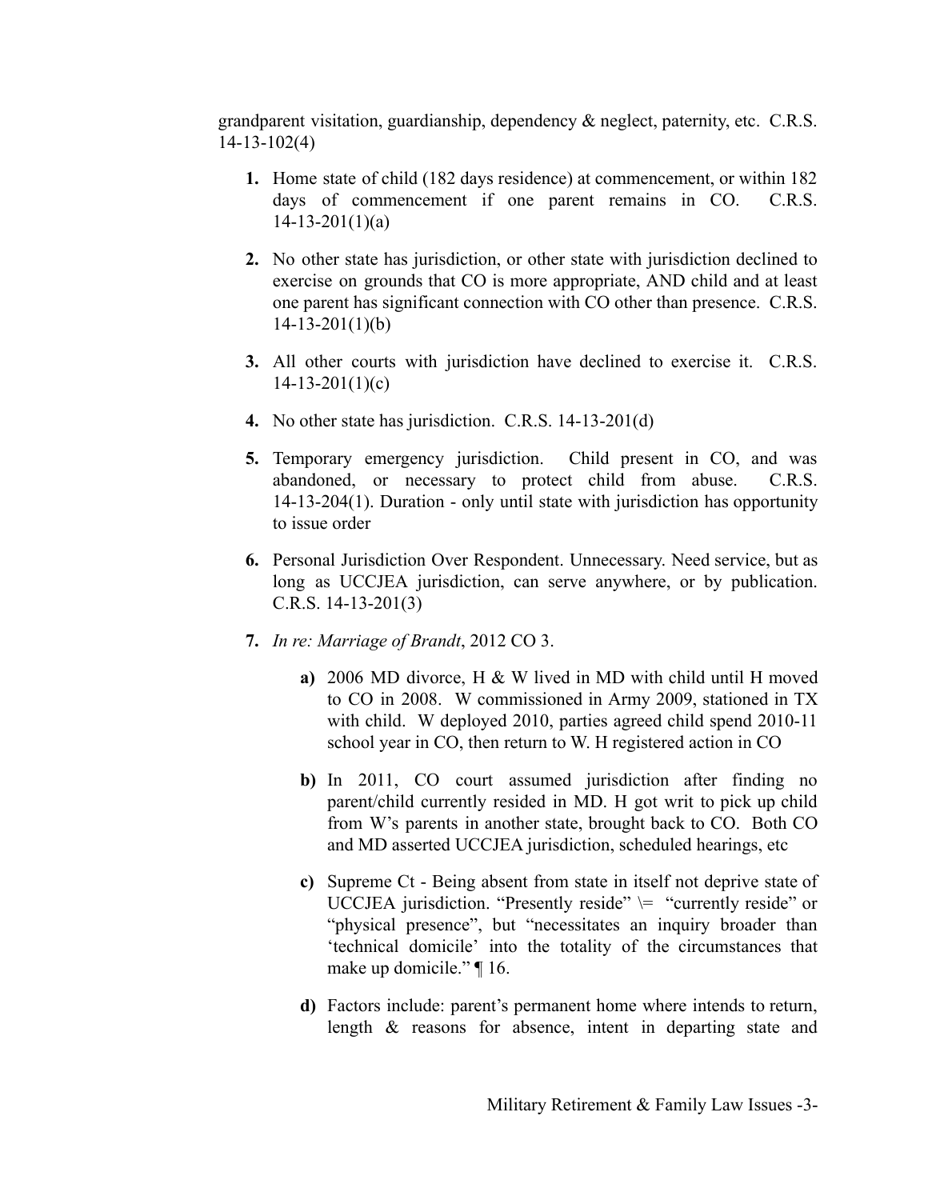grandparent visitation, guardianship, dependency & neglect, paternity, etc. C.R.S. 14-13-102(4)

1. Home state of child (182 days residence) at commencement, or within 182 days of commencement if one parent remains in CO. C.R.S. 14-13-201(1)(a)

2. No other state has jurisdiction, or other state with jurisdiction declined to exercise on grounds that CO is more appropriate, AND child and at least one parent has significant connection with CO other than presence. C.R.S. 14-13-201(1)(b)

3. All other courts with jurisdiction have declined to exercise it. C.R.S. 14-13-201(1)(c)

4. No other state has jurisdiction. C.R.S. 14-13-201(d)

5. Temporary emergency jurisdiction. Child present in CO, and was abandoned, or necessary to protect child from abuse. C.R.S. 14-13-204(1). Duration - only until state with jurisdiction has opportunity to issue order

6. Personal Jurisdiction Over Respondent. Unnecessary. Need service, but as long as UCCJEA jurisdiction, can serve anywhere, or by publication. C.R.S. 14-13-201(3)

7. *In re: Marriage of Brandt*, 2012 CO 3.

    a) 2006 MD divorce, H & W lived in MD with child until H moved to CO in 2008. W commissioned in Army 2009, stationed in TX with child. W deployed 2010, parties agreed child spend 2010-11 school year in CO, then return to W. H registered action in CO

    b) In 2011, CO court assumed jurisdiction after finding no parent/child currently resided in MD. H got writ to pick up child from W's parents in another state, brought back to CO. Both CO and MD asserted UCCJEA jurisdiction, scheduled hearings, etc

    c) Supreme Ct - Being absent from state in itself not deprive state of UCCJEA jurisdiction. "Presently reside" \= "currently reside" or "physical presence", but "necessitates an inquiry broader than 'technical domicile' into the totality of the circumstances that make up domicile." ¶ 16.

    d) Factors include: parent's permanent home where intends to return, length & reasons for absence, intent in departing state and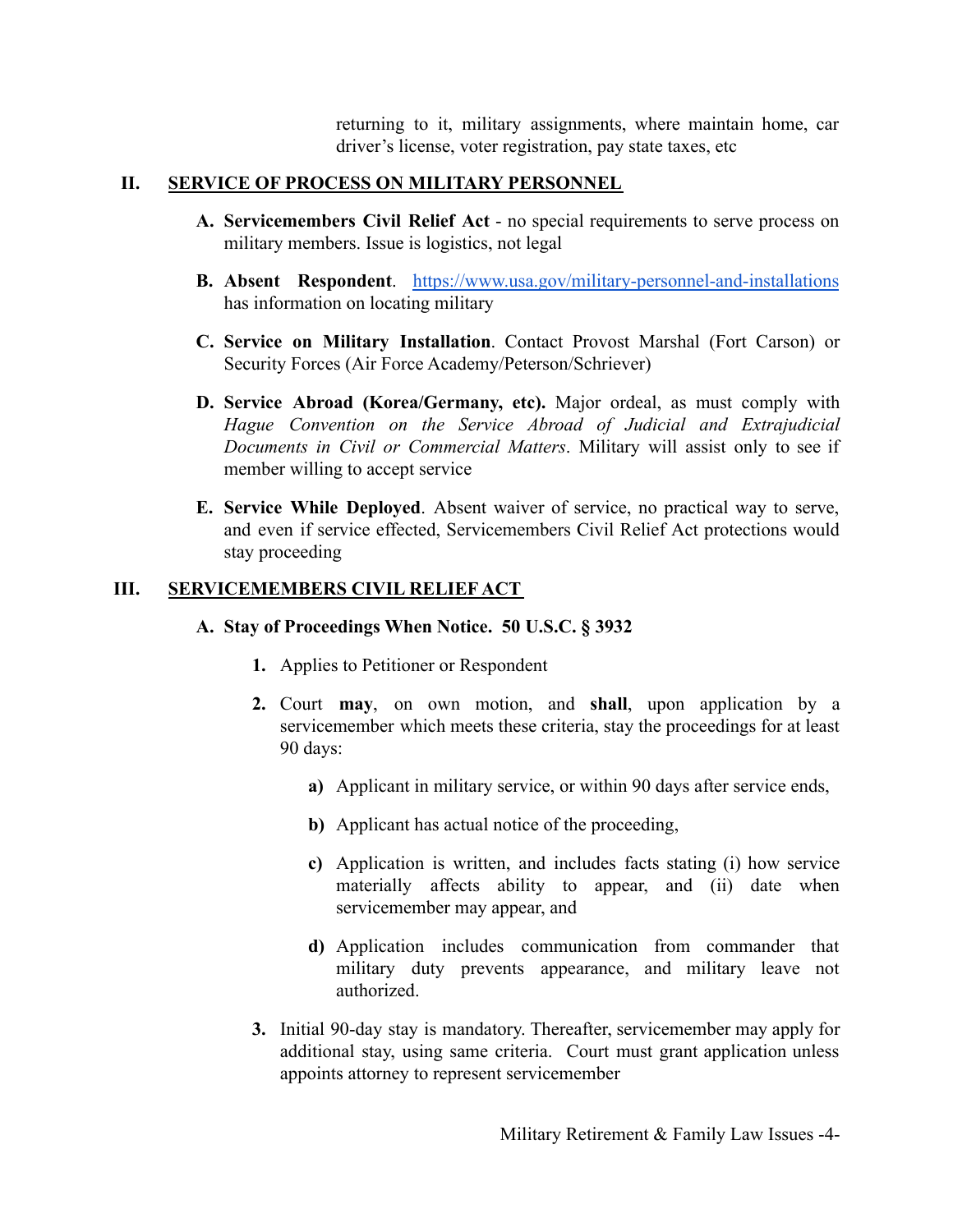returning to it, military assignments, where maintain home, car driver's license, voter registration, pay state taxes, etc

## II. SERVICE OF PROCESS ON MILITARY PERSONNEL

**A. Servicemembers Civil Relief Act** - no special requirements to serve process on military members. Issue is logistics, not legal

**B. Absent Respondent**. https://www.usa.gov/military-personnel-and-installations has information on locating military

**C. Service on Military Installation**. Contact Provost Marshal (Fort Carson) or Security Forces (Air Force Academy/Peterson/Schriever)

**D. Service Abroad (Korea/Germany, etc).** Major ordeal, as must comply with *Hague Convention on the Service Abroad of Judicial and Extrajudicial Documents in Civil or Commercial Matters*. Military will assist only to see if member willing to accept service

**E. Service While Deployed**. Absent waiver of service, no practical way to serve, and even if service effected, Servicemembers Civil Relief Act protections would stay proceeding

## III. SERVICEMEMBERS CIVIL RELIEF ACT

**A. Stay of Proceedings When Notice. 50 U.S.C. § 3932**

1. Applies to Petitioner or Respondent

2. Court **may**, on own motion, and **shall**, upon application by a servicemember which meets these criteria, stay the proceedings for at least 90 days:

   a) Applicant in military service, or within 90 days after service ends,

   b) Applicant has actual notice of the proceeding,

   c) Application is written, and includes facts stating (i) how service materially affects ability to appear, and (ii) date when servicemember may appear, and

   d) Application includes communication from commander that military duty prevents appearance, and military leave not authorized.

3. Initial 90-day stay is mandatory. Thereafter, servicemember may apply for additional stay, using same criteria. Court must grant application unless appoints attorney to represent servicemember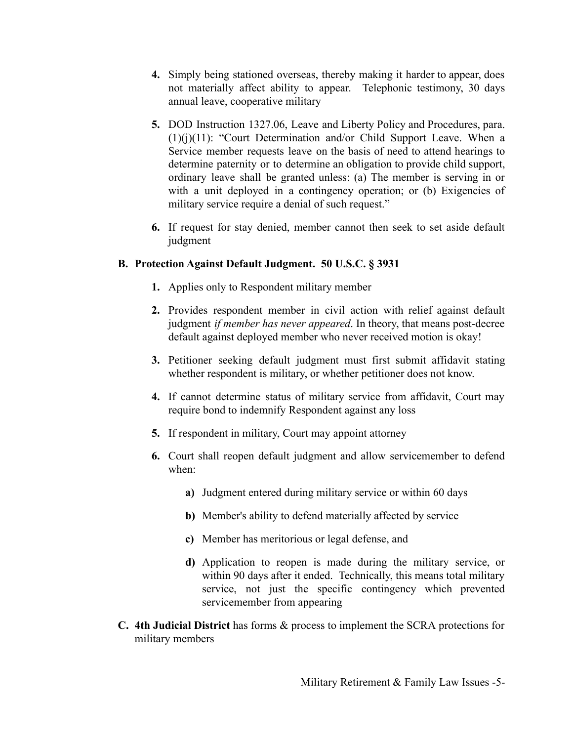4. Simply being stationed overseas, thereby making it harder to appear, does not materially affect ability to appear. Telephonic testimony, 30 days annual leave, cooperative military

5. DOD Instruction 1327.06, Leave and Liberty Policy and Procedures, para. (1)(j)(11): "Court Determination and/or Child Support Leave. When a Service member requests leave on the basis of need to attend hearings to determine paternity or to determine an obligation to provide child support, ordinary leave shall be granted unless: (a) The member is serving in or with a unit deployed in a contingency operation; or (b) Exigencies of military service require a denial of such request."

6. If request for stay denied, member cannot then seek to set aside default judgment

**B. Protection Against Default Judgment. 50 U.S.C. § 3931**

1. Applies only to Respondent military member

2. Provides respondent member in civil action with relief against default judgment *if member has never appeared*. In theory, that means post-decree default against deployed member who never received motion is okay!

3. Petitioner seeking default judgment must first submit affidavit stating whether respondent is military, or whether petitioner does not know.

4. If cannot determine status of military service from affidavit, Court may require bond to indemnify Respondent against any loss

5. If respondent in military, Court may appoint attorney

6. Court shall reopen default judgment and allow servicemember to defend when:

    a) Judgment entered during military service or within 60 days

    b) Member's ability to defend materially affected by service

    c) Member has meritorious or legal defense, and

    d) Application to reopen is made during the military service, or within 90 days after it ended. Technically, this means total military service, not just the specific contingency which prevented servicemember from appearing

**C. 4th Judicial District** has forms & process to implement the SCRA protections for military members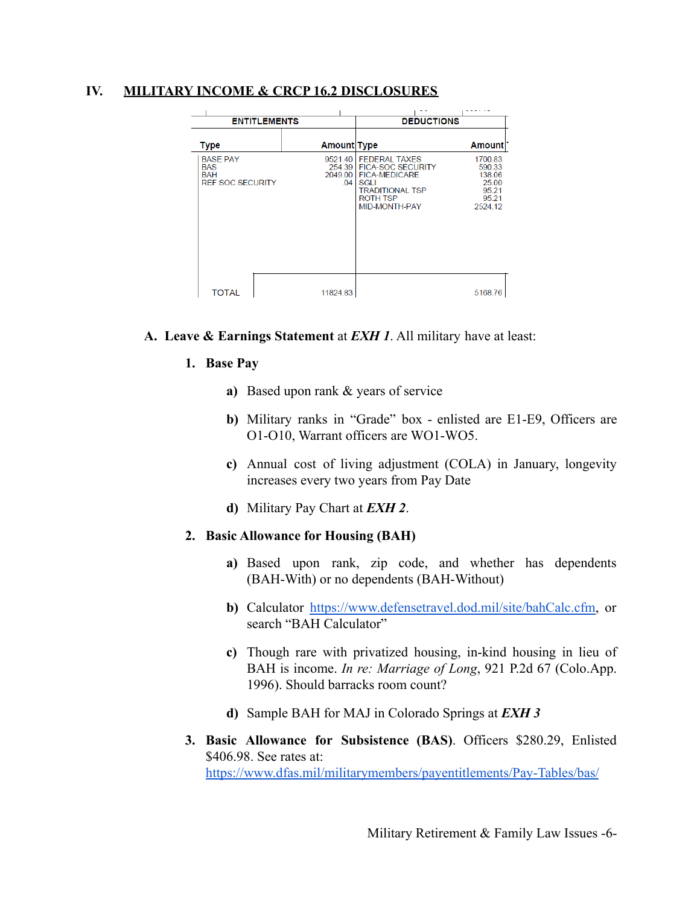## IV. MILITARY INCOME & CRCP 16.2 DISCLOSURES

| ENTITLEMENTS | | DEDUCTIONS | |
|---|---|---|---|
| **Type** | **Amount** | **Type** | **Amount** |
| BASE PAY | 9521.40 | FEDERAL TAXES | 1700.83 |
| BAS | 254.39 | FICA-SOC SECURITY | 590.33 |
| BAH | 2049.00 | FICA-MEDICARE | 138.06 |
| REF SOC SECURITY | .04 | SGLI | 25.00 |
| | | TRADITIONAL TSP | 95.21 |
| | | ROTH TSP | 95.21 |
| | | MID-MONTH-PAY | 2524.12 |
| TOTAL | 11824.83 | | 5168.76 |

A. **Leave & Earnings Statement** at ***EXH 1***. All military have at least:

1. **Base Pay**

   a) Based upon rank & years of service

   b) Military ranks in "Grade" box - enlisted are E1-E9, Officers are O1-O10, Warrant officers are WO1-WO5.

   c) Annual cost of living adjustment (COLA) in January, longevity increases every two years from Pay Date

   d) Military Pay Chart at ***EXH 2***.

2. **Basic Allowance for Housing (BAH)**

   a) Based upon rank, zip code, and whether has dependents (BAH-With) or no dependents (BAH-Without)

   b) Calculator https://www.defensetravel.dod.mil/site/bahCalc.cfm, or search "BAH Calculator"

   c) Though rare with privatized housing, in-kind housing in lieu of BAH is income. *In re: Marriage of Long*, 921 P.2d 67 (Colo.App. 1996). Should barracks room count?

   d) Sample BAH for MAJ in Colorado Springs at ***EXH 3***

3. **Basic Allowance for Subsistence (BAS)**. Officers $280.29, Enlisted $406.98. See rates at: https://www.dfas.mil/militarymembers/payentitlements/Pay-Tables/bas/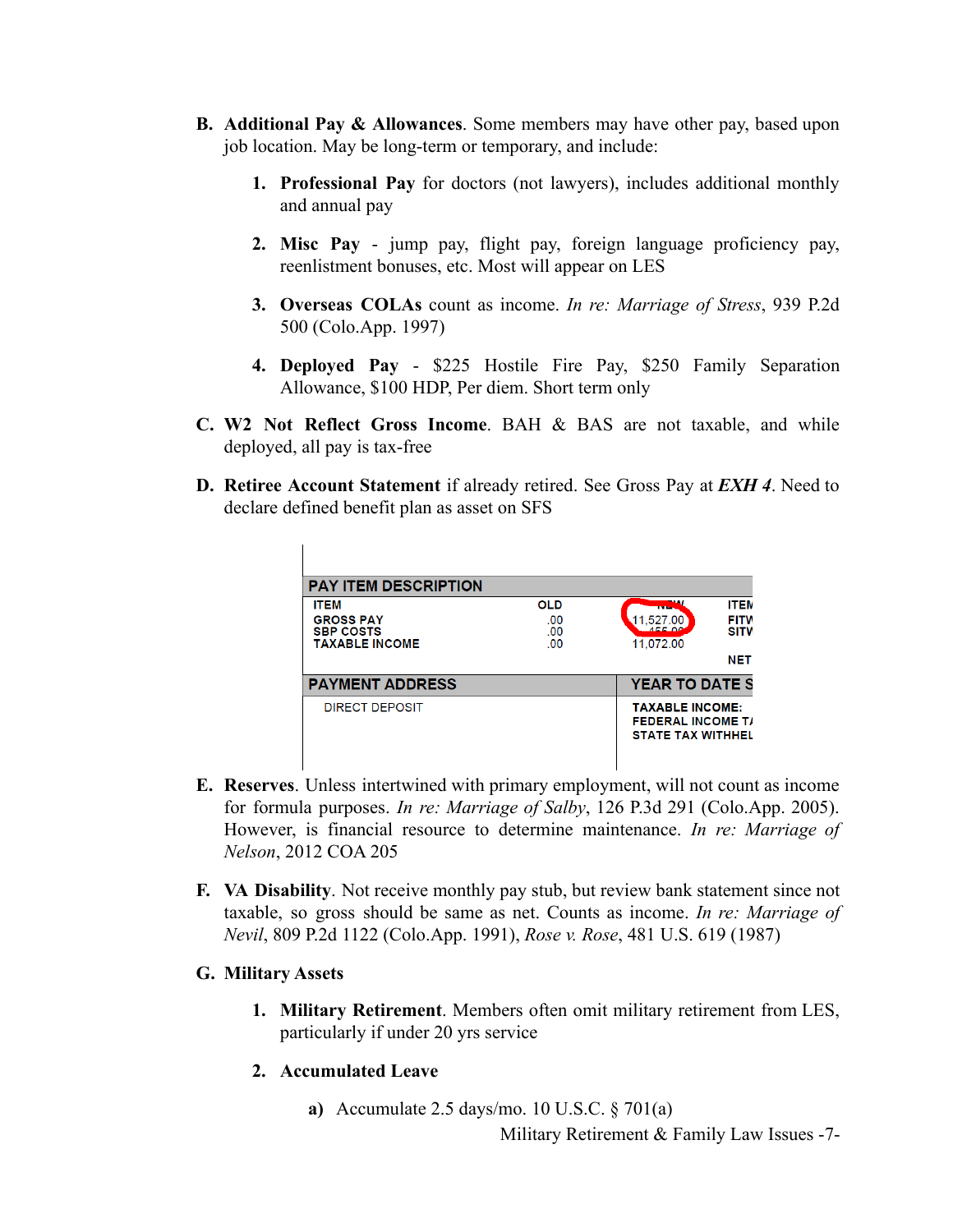B. **Additional Pay & Allowances**. Some members may have other pay, based upon job location. May be long-term or temporary, and include:

1. **Professional Pay** for doctors (not lawyers), includes additional monthly and annual pay

2. **Misc Pay** - jump pay, flight pay, foreign language proficiency pay, reenlistment bonuses, etc. Most will appear on LES

3. **Overseas COLAs** count as income. *In re: Marriage of Stress*, 939 P.2d 500 (Colo.App. 1997)

4. **Deployed Pay** - $225 Hostile Fire Pay, $250 Family Separation Allowance, $100 HDP, Per diem. Short term only

C. **W2 Not Reflect Gross Income**. BAH & BAS are not taxable, and while deployed, all pay is tax-free

D. **Retiree Account Statement** if already retired. See Gross Pay at ***EXH 4***. Need to declare defined benefit plan as asset on SFS

| PAY ITEM DESCRIPTION | | | |
|---|---|---|---|
| ITEM | OLD | NEW | ITEM |
| GROSS PAY | .00 | 11,527.00 | FITW |
| SBP COSTS | .00 | 455.00 | SITW |
| TAXABLE INCOME | .00 | 11,072.00 | |
| | | | NET |

| PAYMENT ADDRESS | YEAR TO DATE S |
|---|---|
| DIRECT DEPOSIT | TAXABLE INCOME:<br>FEDERAL INCOME TA<br>STATE TAX WITHHEL |

E. **Reserves**. Unless intertwined with primary employment, will not count as income for formula purposes. *In re: Marriage of Salby*, 126 P.3d 291 (Colo.App. 2005). However, is financial resource to determine maintenance. *In re: Marriage of Nelson*, 2012 COA 205

F. **VA Disability**. Not receive monthly pay stub, but review bank statement since not taxable, so gross should be same as net. Counts as income. *In re: Marriage of Nevil*, 809 P.2d 1122 (Colo.App. 1991), *Rose v. Rose*, 481 U.S. 619 (1987)

G. **Military Assets**

1. **Military Retirement**. Members often omit military retirement from LES, particularly if under 20 yrs service

2. **Accumulated Leave**

   a) Accumulate 2.5 days/mo. 10 U.S.C. § 701(a)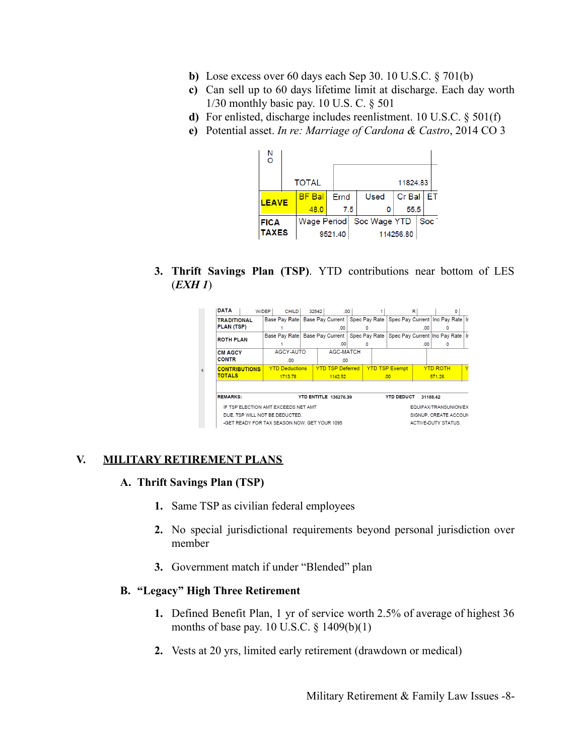b) Lose excess over 60 days each Sep 30. 10 U.S.C. § 701(b)
c) Can sell up to 60 days lifetime limit at discharge. Each day worth 1/30 monthly basic pay. 10 U.S. C. § 501
d) For enlisted, discharge includes reenlistment. 10 U.S.C. § 501(f)
e) Potential asset. *In re: Marriage of Cardona & Castro*, 2014 CO 3

| N O | TOTAL | | | | 11824.83 |
|---|---|---|---|---|---|
| LEAVE | BF Bal 48.0 | Ernd 7.5 | Used 0 | Cr Bal 55.5 | ET |
| FICA TAXES | Wage Period 9521.40 | Soc Wage YTD 114256.80 | | Soc | |

3. **Thrift Savings Plan (TSP)**. YTD contributions near bottom of LES (***EXH 1***)

| DATA | W/DEP | CHILD | 32542 | .00 | 1 | R | 0 |
|---|---|---|---|---|---|---|---|
| TRADITIONAL PLAN (TSP) | Base Pay Rate 1 | Base Pay Current .00 | Spec Pay Rate 0 | Spec Pay Current .00 | Inc Pay Rate 0 | In | |
| ROTH PLAN | Base Pay Rate 1 | Base Pay Current .00 | Spec Pay Rate 0 | Spec Pay Current .00 | Inc Pay Rate 0 | In | |
| CM AGCY CONTR | AGCY-AUTO .00 | AGC-MATCH .00 | | | | | |
| CONTRIBUTIONS TOTALS | YTD Deductions 1713.78 | YTD TSP Deferred 1142.52 | YTD TSP Exempt .00 | YTD ROTH 571.26 | Y | | |
| REMARKS: | YTD ENTITLE 136276.39 | | YTD DEDUCT 31188.42 | | | | |

IF TSP ELECTION AMT EXCEEDS NET AMT DUE, TSP WILL NOT BE DEDUCTED. -GET READY FOR TAX SEASON NOW. GET YOUR 1095 ... EQUIFAX/TRANSUNION/EX SIGNUP, CREATE ACCOUN ACTIVE-DUTY STATUS.

## V. MILITARY RETIREMENT PLANS

### A. Thrift Savings Plan (TSP)

1. Same TSP as civilian federal employees

2. No special jurisdictional requirements beyond personal jurisdiction over member

3. Government match if under "Blended" plan

### B. "Legacy" High Three Retirement

1. Defined Benefit Plan, 1 yr of service worth 2.5% of average of highest 36 months of base pay. 10 U.S.C. § 1409(b)(1)

2. Vests at 20 yrs, limited early retirement (drawdown or medical)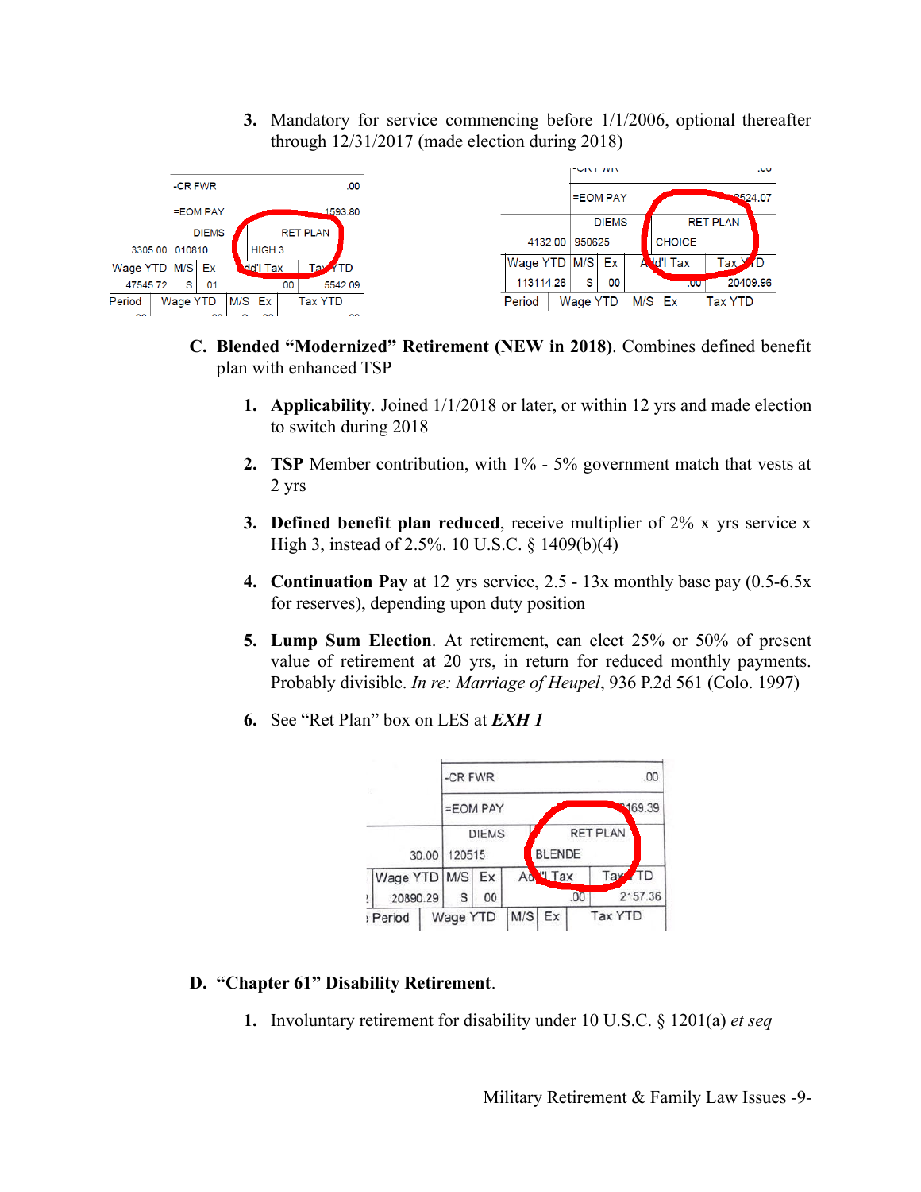3. Mandatory for service commencing before 1/1/2006, optional thereafter through 12/31/2017 (made election during 2018)

| | -CR FWR | | | | .00 |
|---|---|---|---|---|---|
| | =EOM PAY | | | | 1593.80 |
| | DIEMS | | RET PLAN | | |
| 3305.00 | 010810 | | HIGH 3 | | |
| Wage YTD | M/S | Ex | Add'l Tax | | Tax YTD |
| 47545.72 | S | 01 | .00 | | 5542.09 |
| Period | Wage YTD | M/S | Ex | | Tax YTD |

| | =EOM PAY | | | | 524.07 |
|---|---|---|---|---|---|
| | DIEMS | | RET PLAN | | |
| 4132.00 | 950625 | | CHOICE | | |
| Wage YTD | M/S | Ex | Add'l Tax | | Tax YTD |
| 113114.28 | S | 00 | .00 | | 20409.96 |
| Period | Wage YTD | M/S | Ex | | Tax YTD |

C. **Blended "Modernized" Retirement (NEW in 2018)**. Combines defined benefit plan with enhanced TSP

1. **Applicability**. Joined 1/1/2018 or later, or within 12 yrs and made election to switch during 2018

2. **TSP** Member contribution, with 1% - 5% government match that vests at 2 yrs

3. **Defined benefit plan reduced**, receive multiplier of 2% x yrs service x High 3, instead of 2.5%. 10 U.S.C. § 1409(b)(4)

4. **Continuation Pay** at 12 yrs service, 2.5 - 13x monthly base pay (0.5-6.5x for reserves), depending upon duty position

5. **Lump Sum Election**. At retirement, can elect 25% or 50% of present value of retirement at 20 yrs, in return for reduced monthly payments. Probably divisible. *In re: Marriage of Heupel*, 936 P.2d 561 (Colo. 1997)

6. See "Ret Plan" box on LES at ***EXH 1***

| | -CR FWR | | | | .00 |
|---|---|---|---|---|---|
| | =EOM PAY | | | | 169.39 |
| | DIEMS | | RET PLAN | | |
| 30.00 | 120515 | | BLENDE | | |
| Wage YTD | M/S | Ex | Add'l Tax | | Tax YTD |
| 20890.29 | S | 00 | .00 | | 2157.36 |
| Period | Wage YTD | M/S | Ex | | Tax YTD |

D. **"Chapter 61" Disability Retirement**.

1. Involuntary retirement for disability under 10 U.S.C. § 1201(a) *et seq*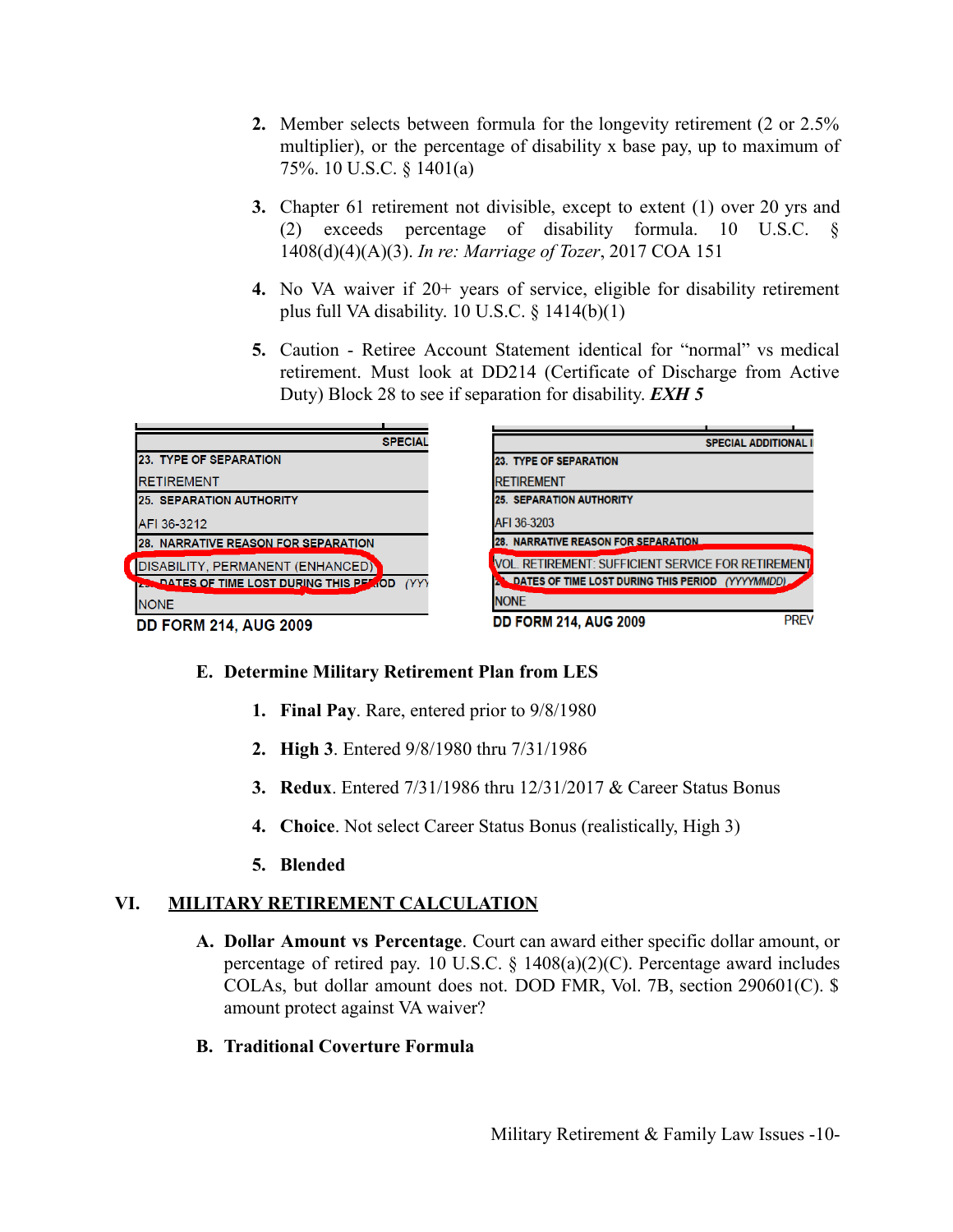2. Member selects between formula for the longevity retirement (2 or 2.5% multiplier), or the percentage of disability x base pay, up to maximum of 75%. 10 U.S.C. § 1401(a)

3. Chapter 61 retirement not divisible, except to extent (1) over 20 yrs and (2) exceeds percentage of disability formula. 10 U.S.C. § 1408(d)(4)(A)(3). *In re: Marriage of Tozer*, 2017 COA 151

4. No VA waiver if 20+ years of service, eligible for disability retirement plus full VA disability. 10 U.S.C. § 1414(b)(1)

5. Caution - Retiree Account Statement identical for "normal" vs medical retirement. Must look at DD214 (Certificate of Discharge from Active Duty) Block 28 to see if separation for disability. ***EXH 5***

| SPECIAL |
|---|
| 23. TYPE OF SEPARATION |
| RETIREMENT |
| 25. SEPARATION AUTHORITY |
| AFI 36-3212 |
| 28. NARRATIVE REASON FOR SEPARATION |
| DISABILITY, PERMANENT (ENHANCED) |
| DATES OF TIME LOST DURING THIS PERIOD (YYY |
| NONE |

DD FORM 214, AUG 2009

| SPECIAL ADDITIONAL I |
|---|
| 23. TYPE OF SEPARATION |
| RETIREMENT |
| 25. SEPARATION AUTHORITY |
| AFI 36-3203 |
| 28. NARRATIVE REASON FOR SEPARATION |
| VOL. RETIREMENT: SUFFICIENT SERVICE FOR RETIREMENT |
| DATES OF TIME LOST DURING THIS PERIOD (YYYYMMDD) |
| NONE |

DD FORM 214, AUG 2009 PREV

### E. Determine Military Retirement Plan from LES

1. **Final Pay**. Rare, entered prior to 9/8/1980

2. **High 3**. Entered 9/8/1980 thru 7/31/1986

3. **Redux**. Entered 7/31/1986 thru 12/31/2017 & Career Status Bonus

4. **Choice**. Not select Career Status Bonus (realistically, High 3)

5. **Blended**

## VI. MILITARY RETIREMENT CALCULATION

**A. Dollar Amount vs Percentage**. Court can award either specific dollar amount, or percentage of retired pay. 10 U.S.C. § 1408(a)(2)(C). Percentage award includes COLAs, but dollar amount does not. DOD FMR, Vol. 7B, section 290601(C). $ amount protect against VA waiver?

### B. Traditional Coverture Formula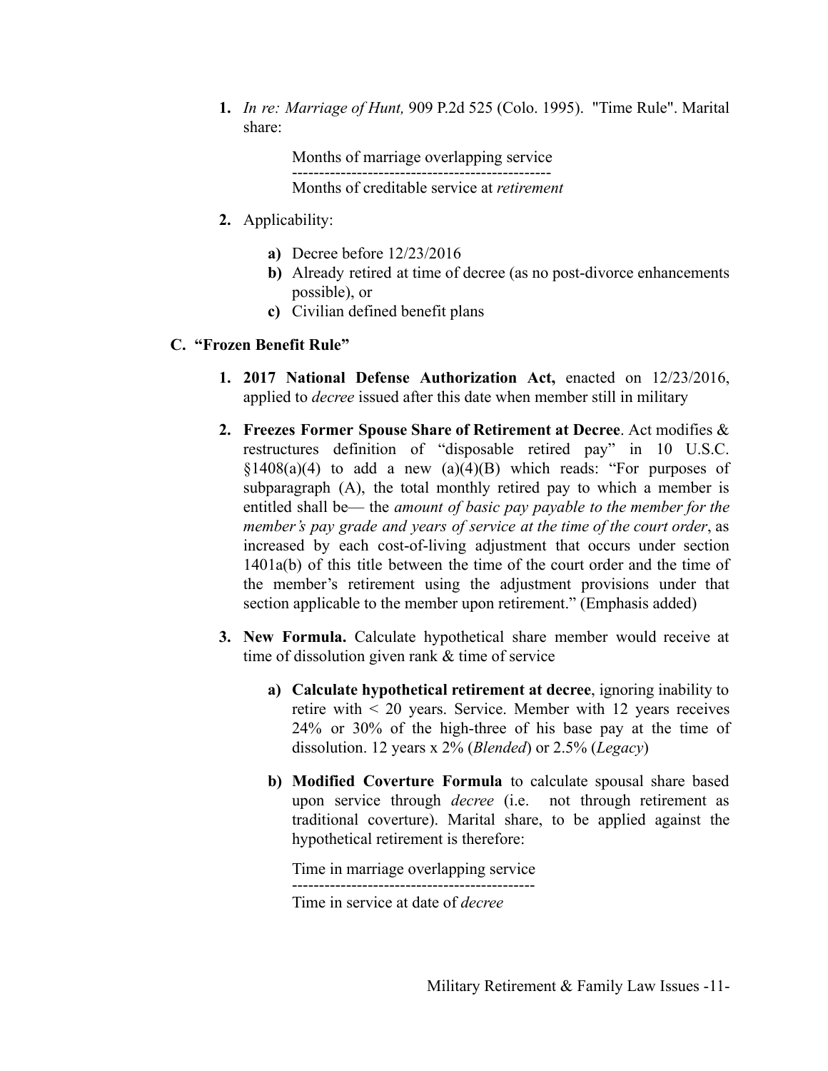1. *In re: Marriage of Hunt,* 909 P.2d 525 (Colo. 1995). "Time Rule". Marital share:

   Months of marriage overlapping service
   ------------------------------------------------
   Months of creditable service at *retirement*

2. Applicability:

   a) Decree before 12/23/2016
   b) Already retired at time of decree (as no post-divorce enhancements possible), or
   c) Civilian defined benefit plans

## C. "Frozen Benefit Rule"

1. **2017 National Defense Authorization Act,** enacted on 12/23/2016, applied to *decree* issued after this date when member still in military

2. **Freezes Former Spouse Share of Retirement at Decree**. Act modifies & restructures definition of "disposable retired pay" in 10 U.S.C. §1408(a)(4) to add a new (a)(4)(B) which reads: "For purposes of subparagraph (A), the total monthly retired pay to which a member is entitled shall be— the *amount of basic pay payable to the member for the member's pay grade and years of service at the time of the court order*, as increased by each cost-of-living adjustment that occurs under section 1401a(b) of this title between the time of the court order and the time of the member's retirement using the adjustment provisions under that section applicable to the member upon retirement." (Emphasis added)

3. **New Formula.** Calculate hypothetical share member would receive at time of dissolution given rank & time of service

   a) **Calculate hypothetical retirement at decree**, ignoring inability to retire with < 20 years. Service. Member with 12 years receives 24% or 30% of the high-three of his base pay at the time of dissolution. 12 years x 2% (*Blended*) or 2.5% (*Legacy*)

   b) **Modified Coverture Formula** to calculate spousal share based upon service through *decree* (i.e. not through retirement as traditional coverture). Marital share, to be applied against the hypothetical retirement is therefore:

      Time in marriage overlapping service
      ---------------------------------------------
      Time in service at date of *decree*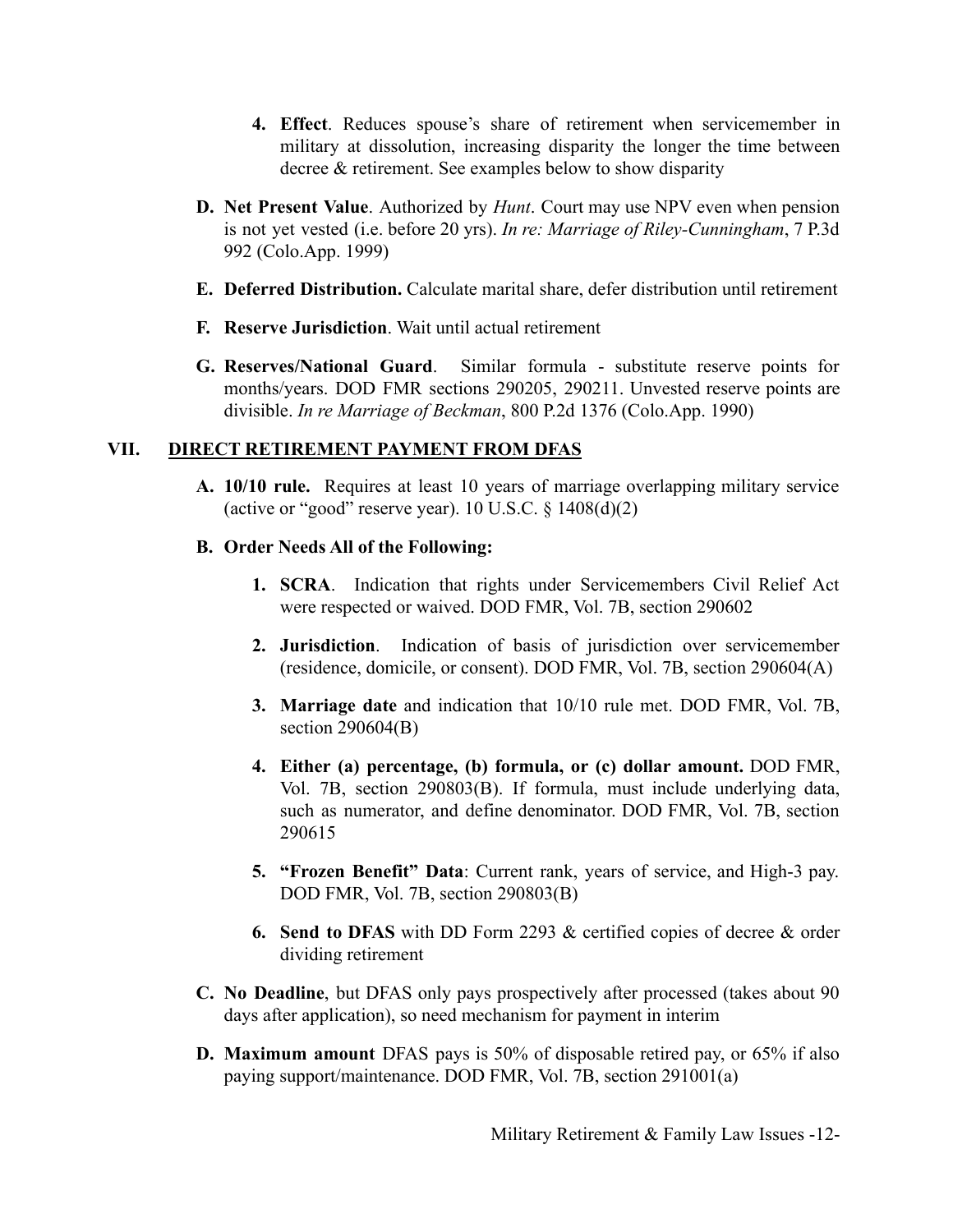4. **Effect**. Reduces spouse's share of retirement when servicemember in military at dissolution, increasing disparity the longer the time between decree & retirement. See examples below to show disparity

D. **Net Present Value**. Authorized by *Hunt*. Court may use NPV even when pension is not yet vested (i.e. before 20 yrs). *In re: Marriage of Riley-Cunningham*, 7 P.3d 992 (Colo.App. 1999)

E. **Deferred Distribution.** Calculate marital share, defer distribution until retirement

F. **Reserve Jurisdiction**. Wait until actual retirement

G. **Reserves/National Guard**. Similar formula - substitute reserve points for months/years. DOD FMR sections 290205, 290211. Unvested reserve points are divisible. *In re Marriage of Beckman*, 800 P.2d 1376 (Colo.App. 1990)

## VII. DIRECT RETIREMENT PAYMENT FROM DFAS

A. **10/10 rule.** Requires at least 10 years of marriage overlapping military service (active or "good" reserve year). 10 U.S.C. § 1408(d)(2)

B. **Order Needs All of the Following:**

1. **SCRA**. Indication that rights under Servicemembers Civil Relief Act were respected or waived. DOD FMR, Vol. 7B, section 290602

2. **Jurisdiction**. Indication of basis of jurisdiction over servicemember (residence, domicile, or consent). DOD FMR, Vol. 7B, section 290604(A)

3. **Marriage date** and indication that 10/10 rule met. DOD FMR, Vol. 7B, section 290604(B)

4. **Either (a) percentage, (b) formula, or (c) dollar amount.** DOD FMR, Vol. 7B, section 290803(B). If formula, must include underlying data, such as numerator, and define denominator. DOD FMR, Vol. 7B, section 290615

5. **"Frozen Benefit" Data**: Current rank, years of service, and High-3 pay. DOD FMR, Vol. 7B, section 290803(B)

6. **Send to DFAS** with DD Form 2293 & certified copies of decree & order dividing retirement

C. **No Deadline**, but DFAS only pays prospectively after processed (takes about 90 days after application), so need mechanism for payment in interim

D. **Maximum amount** DFAS pays is 50% of disposable retired pay, or 65% if also paying support/maintenance. DOD FMR, Vol. 7B, section 291001(a)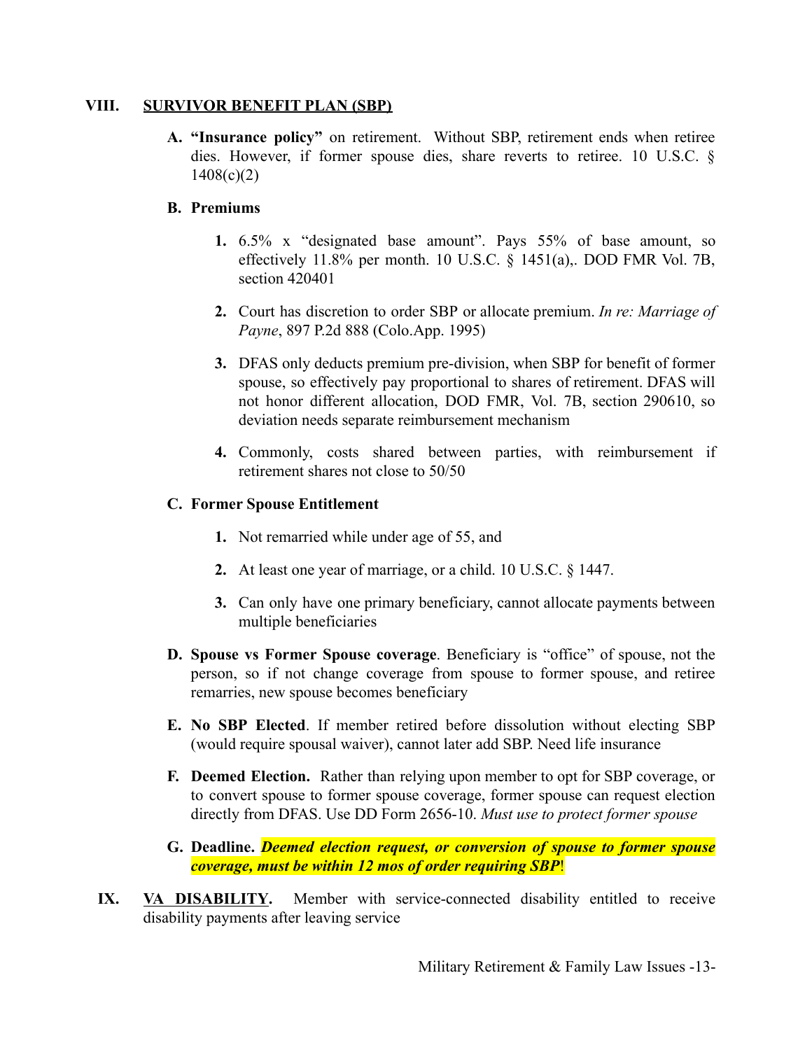## VIII. SURVIVOR BENEFIT PLAN (SBP)

**A. "Insurance policy"** on retirement. Without SBP, retirement ends when retiree dies. However, if former spouse dies, share reverts to retiree. 10 U.S.C. § 1408(c)(2)

**B. Premiums**

1. 6.5% x "designated base amount". Pays 55% of base amount, so effectively 11.8% per month. 10 U.S.C. § 1451(a),. DOD FMR Vol. 7B, section 420401

2. Court has discretion to order SBP or allocate premium. *In re: Marriage of Payne*, 897 P.2d 888 (Colo.App. 1995)

3. DFAS only deducts premium pre-division, when SBP for benefit of former spouse, so effectively pay proportional to shares of retirement. DFAS will not honor different allocation, DOD FMR, Vol. 7B, section 290610, so deviation needs separate reimbursement mechanism

4. Commonly, costs shared between parties, with reimbursement if retirement shares not close to 50/50

**C. Former Spouse Entitlement**

1. Not remarried while under age of 55, and

2. At least one year of marriage, or a child. 10 U.S.C. § 1447.

3. Can only have one primary beneficiary, cannot allocate payments between multiple beneficiaries

**D. Spouse vs Former Spouse coverage**. Beneficiary is "office" of spouse, not the person, so if not change coverage from spouse to former spouse, and retiree remarries, new spouse becomes beneficiary

**E. No SBP Elected**. If member retired before dissolution without electing SBP (would require spousal waiver), cannot later add SBP. Need life insurance

**F. Deemed Election.** Rather than relying upon member to opt for SBP coverage, or to convert spouse to former spouse coverage, former spouse can request election directly from DFAS. Use DD Form 2656-10. *Must use to protect former spouse*

**G. Deadline.** ***Deemed election request, or conversion of spouse to former spouse coverage, must be within 12 mos of order requiring SBP***!

## IX. VA DISABILITY.

Member with service-connected disability entitled to receive disability payments after leaving service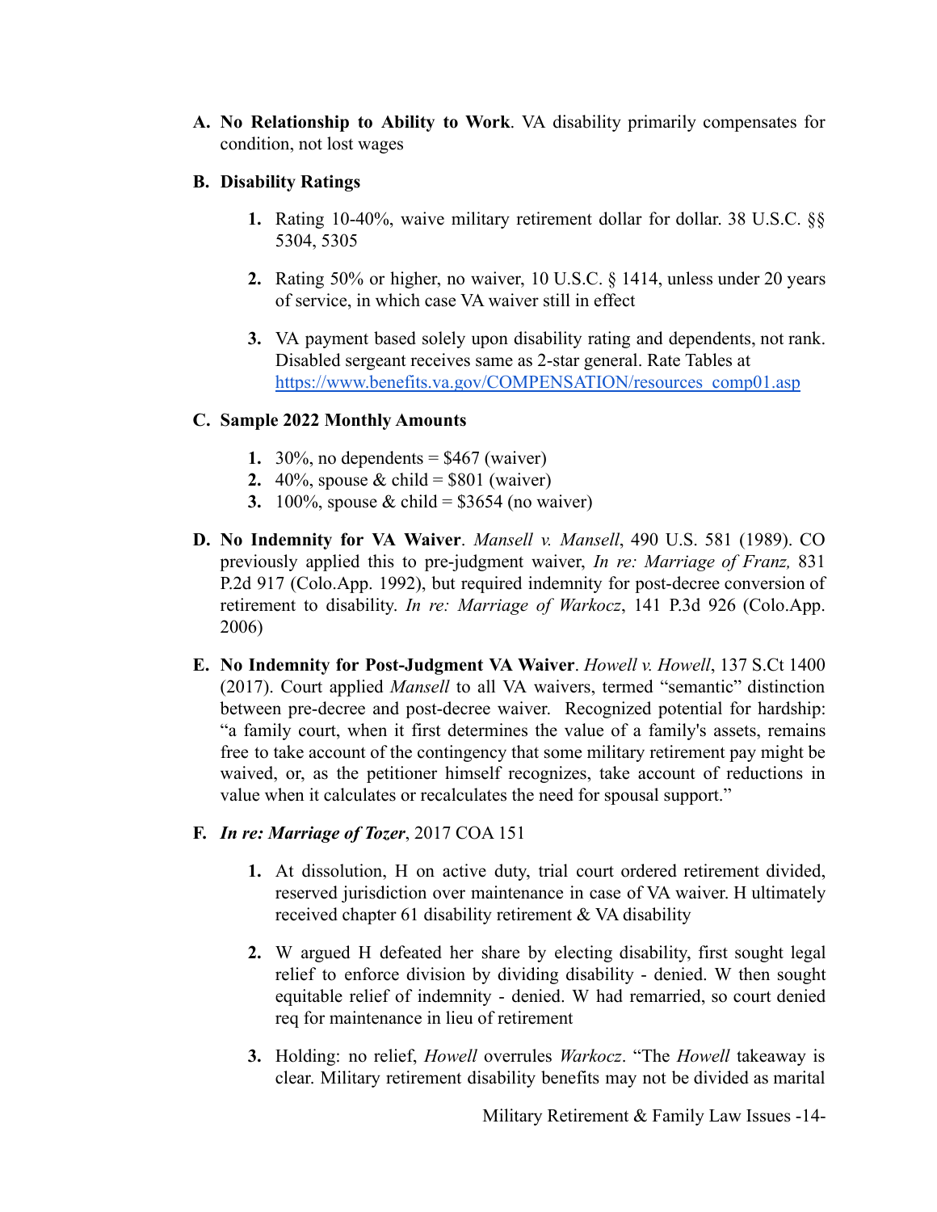**A. No Relationship to Ability to Work**. VA disability primarily compensates for condition, not lost wages

**B. Disability Ratings**

1. Rating 10-40%, waive military retirement dollar for dollar. 38 U.S.C. §§ 5304, 5305

2. Rating 50% or higher, no waiver, 10 U.S.C. § 1414, unless under 20 years of service, in which case VA waiver still in effect

3. VA payment based solely upon disability rating and dependents, not rank. Disabled sergeant receives same as 2-star general. Rate Tables at https://www.benefits.va.gov/COMPENSATION/resources_comp01.asp

**C. Sample 2022 Monthly Amounts**

1. 30%, no dependents = $467 (waiver)
2. 40%, spouse & child = $801 (waiver)
3. 100%, spouse & child = $3654 (no waiver)

**D. No Indemnity for VA Waiver**. *Mansell v. Mansell*, 490 U.S. 581 (1989). CO previously applied this to pre-judgment waiver, *In re: Marriage of Franz,* 831 P.2d 917 (Colo.App. 1992), but required indemnity for post-decree conversion of retirement to disability. *In re: Marriage of Warkocz*, 141 P.3d 926 (Colo.App. 2006)

**E. No Indemnity for Post-Judgment VA Waiver**. *Howell v. Howell*, 137 S.Ct 1400 (2017). Court applied *Mansell* to all VA waivers, termed "semantic" distinction between pre-decree and post-decree waiver. Recognized potential for hardship: "a family court, when it first determines the value of a family's assets, remains free to take account of the contingency that some military retirement pay might be waived, or, as the petitioner himself recognizes, take account of reductions in value when it calculates or recalculates the need for spousal support."

**F. *In re: Marriage of Tozer*,** 2017 COA 151

1. At dissolution, H on active duty, trial court ordered retirement divided, reserved jurisdiction over maintenance in case of VA waiver. H ultimately received chapter 61 disability retirement & VA disability

2. W argued H defeated her share by electing disability, first sought legal relief to enforce division by dividing disability - denied. W then sought equitable relief of indemnity - denied. W had remarried, so court denied req for maintenance in lieu of retirement

3. Holding: no relief, *Howell* overrules *Warkocz*. "The *Howell* takeaway is clear. Military retirement disability benefits may not be divided as marital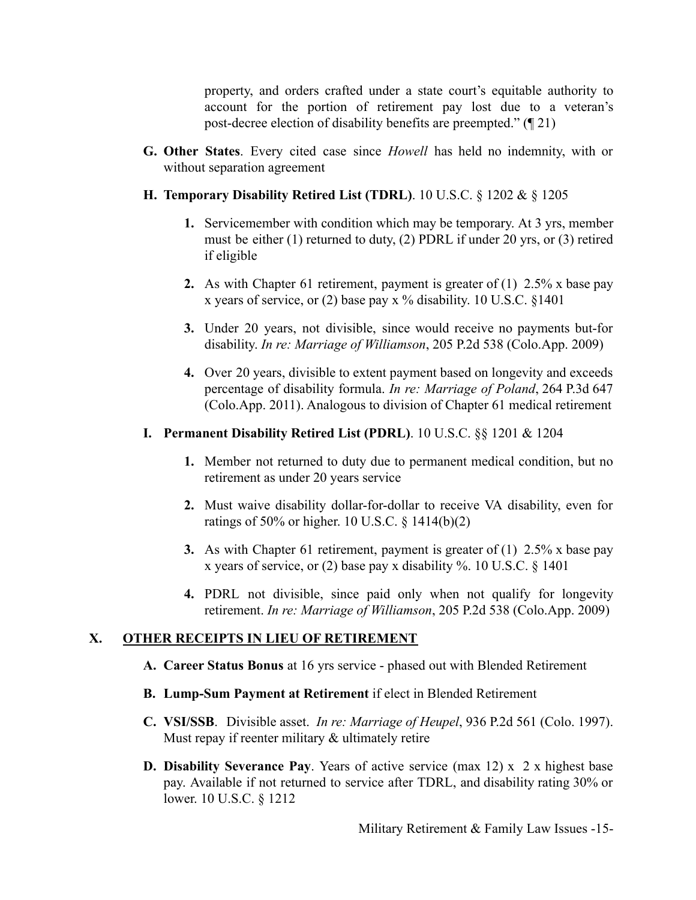property, and orders crafted under a state court's equitable authority to account for the portion of retirement pay lost due to a veteran's post-decree election of disability benefits are preempted." (¶ 21)

**G. Other States**. Every cited case since *Howell* has held no indemnity, with or without separation agreement

**H. Temporary Disability Retired List (TDRL)**. 10 U.S.C. § 1202 & § 1205

1. Servicemember with condition which may be temporary. At 3 yrs, member must be either (1) returned to duty, (2) PDRL if under 20 yrs, or (3) retired if eligible
2. As with Chapter 61 retirement, payment is greater of (1) 2.5% x base pay x years of service, or (2) base pay x % disability. 10 U.S.C. §1401
3. Under 20 years, not divisible, since would receive no payments but-for disability. *In re: Marriage of Williamson*, 205 P.2d 538 (Colo.App. 2009)
4. Over 20 years, divisible to extent payment based on longevity and exceeds percentage of disability formula. *In re: Marriage of Poland*, 264 P.3d 647 (Colo.App. 2011). Analogous to division of Chapter 61 medical retirement

**I. Permanent Disability Retired List (PDRL)**. 10 U.S.C. §§ 1201 & 1204

1. Member not returned to duty due to permanent medical condition, but no retirement as under 20 years service
2. Must waive disability dollar-for-dollar to receive VA disability, even for ratings of 50% or higher. 10 U.S.C. § 1414(b)(2)
3. As with Chapter 61 retirement, payment is greater of (1) 2.5% x base pay x years of service, or (2) base pay x disability %. 10 U.S.C. § 1401
4. PDRL not divisible, since paid only when not qualify for longevity retirement. *In re: Marriage of Williamson*, 205 P.2d 538 (Colo.App. 2009)

## X. OTHER RECEIPTS IN LIEU OF RETIREMENT

**A. Career Status Bonus** at 16 yrs service - phased out with Blended Retirement

**B. Lump-Sum Payment at Retirement** if elect in Blended Retirement

**C. VSI/SSB**. Divisible asset. *In re: Marriage of Heupel*, 936 P.2d 561 (Colo. 1997). Must repay if reenter military & ultimately retire

**D. Disability Severance Pay**. Years of active service (max 12) x 2 x highest base pay. Available if not returned to service after TDRL, and disability rating 30% or lower. 10 U.S.C. § 1212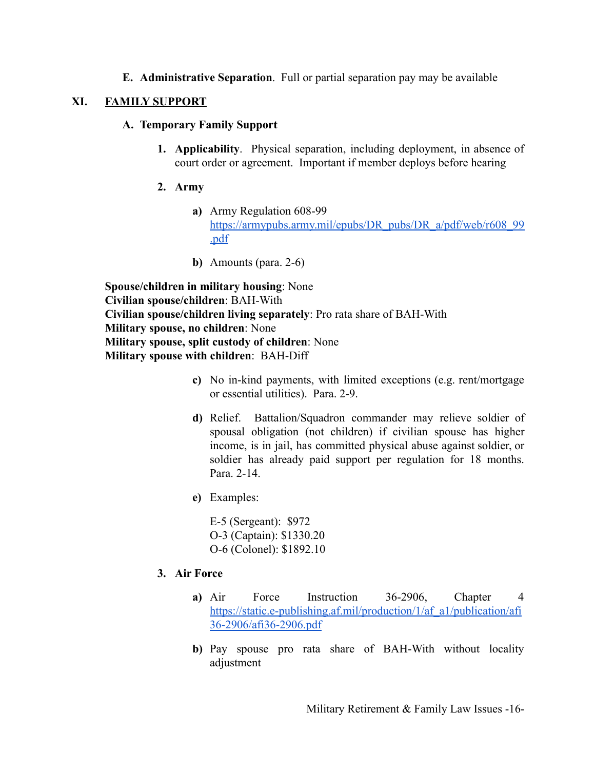**E. Administrative Separation**. Full or partial separation pay may be available

## XI. FAMILY SUPPORT

### A. Temporary Family Support

1. **Applicability**. Physical separation, including deployment, in absence of court order or agreement. Important if member deploys before hearing

2. **Army**

   a) Army Regulation 608-99 [https://armypubs.army.mil/epubs/DR_pubs/DR_a/pdf/web/r608_99.pdf](https://armypubs.army.mil/epubs/DR_pubs/DR_a/pdf/web/r608_99.pdf)

   b) Amounts (para. 2-6)

**Spouse/children in military housing**: None
**Civilian spouse/children**: BAH-With
**Civilian spouse/children living separately**: Pro rata share of BAH-With
**Military spouse, no children**: None
**Military spouse, split custody of children**: None
**Military spouse with children**: BAH-Diff

   c) No in-kind payments, with limited exceptions (e.g. rent/mortgage or essential utilities). Para. 2-9.

   d) Relief. Battalion/Squadron commander may relieve soldier of spousal obligation (not children) if civilian spouse has higher income, is in jail, has committed physical abuse against soldier, or soldier has already paid support per regulation for 18 months. Para. 2-14.

   e) Examples:

      E-5 (Sergeant): $972
      O-3 (Captain): $1330.20
      O-6 (Colonel): $1892.10

3. **Air Force**

   a) Air Force Instruction 36-2906, Chapter 4 [https://static.e-publishing.af.mil/production/1/af_a1/publication/afi36-2906/afi36-2906.pdf](https://static.e-publishing.af.mil/production/1/af_a1/publication/afi36-2906/afi36-2906.pdf)

   b) Pay spouse pro rata share of BAH-With without locality adjustment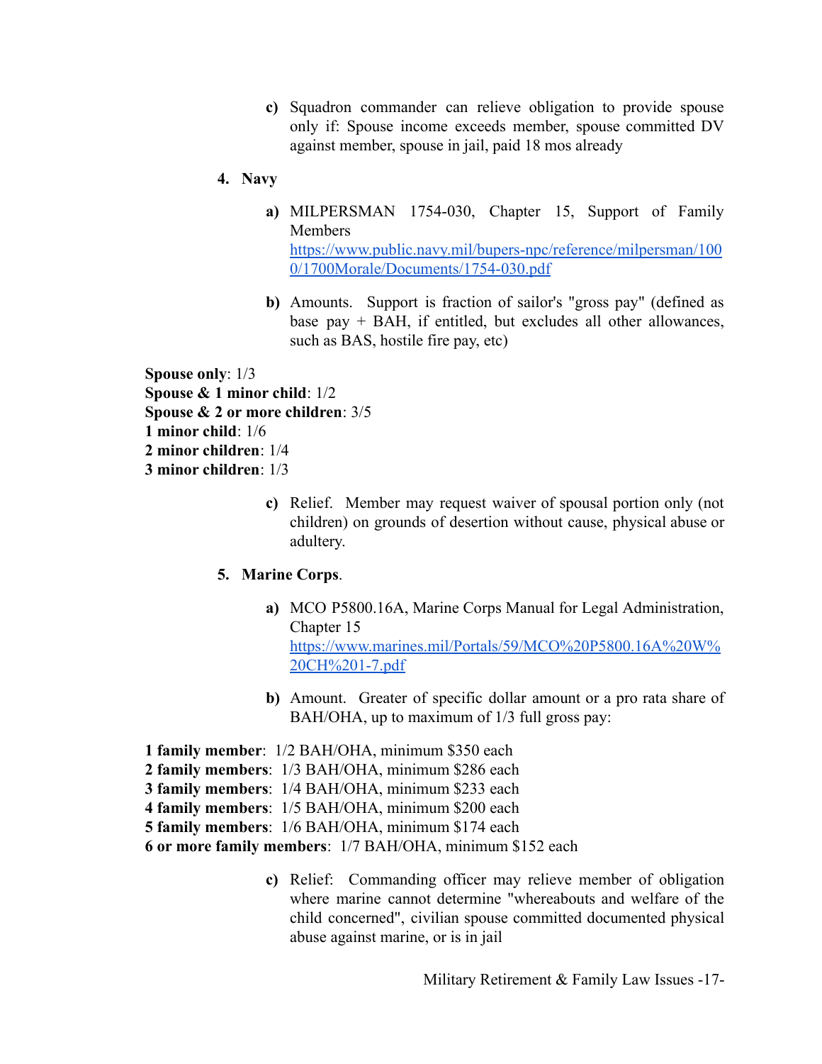c) Squadron commander can relieve obligation to provide spouse only if: Spouse income exceeds member, spouse committed DV against member, spouse in jail, paid 18 mos already

4. **Navy**

a) MILPERSMAN 1754-030, Chapter 15, Support of Family Members [https://www.public.navy.mil/bupers-npc/reference/milpersman/1000/1700Morale/Documents/1754-030.pdf](https://www.public.navy.mil/bupers-npc/reference/milpersman/1000/1700Morale/Documents/1754-030.pdf)

b) Amounts. Support is fraction of sailor's "gross pay" (defined as base pay + BAH, if entitled, but excludes all other allowances, such as BAS, hostile fire pay, etc)

**Spouse only**: 1/3
**Spouse & 1 minor child**: 1/2
**Spouse & 2 or more children**: 3/5
**1 minor child**: 1/6
**2 minor children**: 1/4
**3 minor children**: 1/3

c) Relief. Member may request waiver of spousal portion only (not children) on grounds of desertion without cause, physical abuse or adultery.

5. **Marine Corps**.

a) MCO P5800.16A, Marine Corps Manual for Legal Administration, Chapter 15 [https://www.marines.mil/Portals/59/MCO%20P5800.16A%20W%20CH%201-7.pdf](https://www.marines.mil/Portals/59/MCO%20P5800.16A%20W%20CH%201-7.pdf)

b) Amount. Greater of specific dollar amount or a pro rata share of BAH/OHA, up to maximum of 1/3 full gross pay:

**1 family member**: 1/2 BAH/OHA, minimum $350 each
**2 family members**: 1/3 BAH/OHA, minimum $286 each
**3 family members**: 1/4 BAH/OHA, minimum $233 each
**4 family members**: 1/5 BAH/OHA, minimum $200 each
**5 family members**: 1/6 BAH/OHA, minimum $174 each
**6 or more family members**: 1/7 BAH/OHA, minimum $152 each

c) Relief: Commanding officer may relieve member of obligation where marine cannot determine "whereabouts and welfare of the child concerned", civilian spouse committed documented physical abuse against marine, or is in jail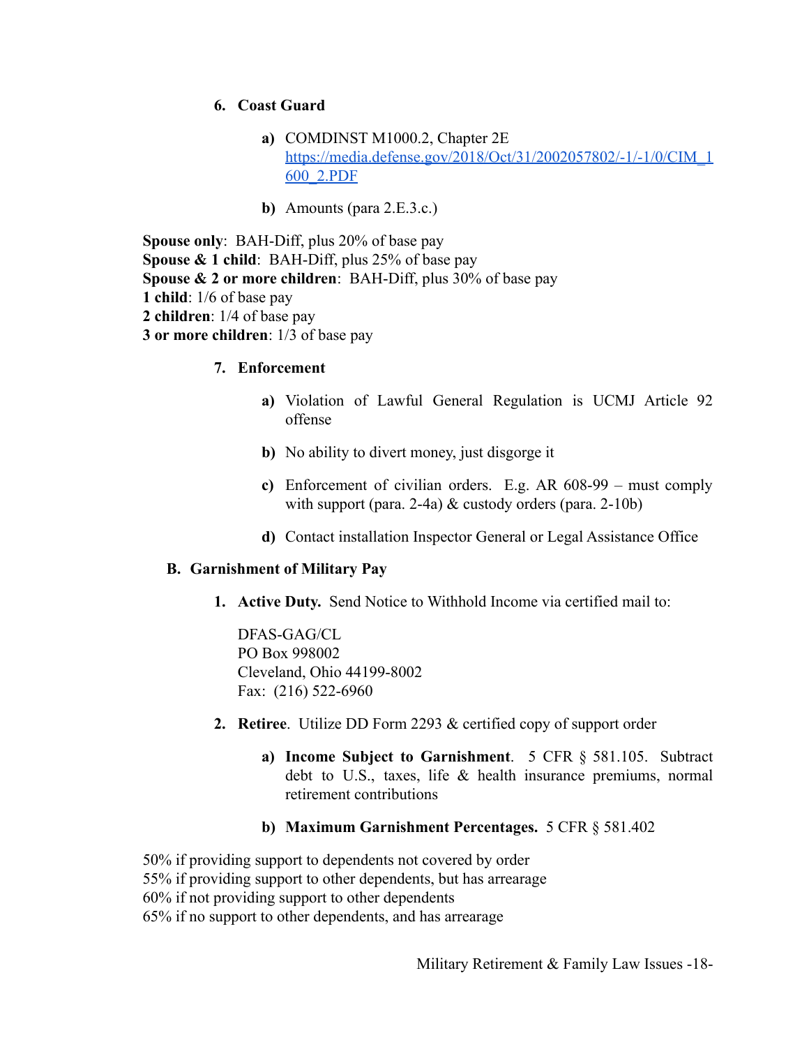6. **Coast Guard**

   a) COMDINST M1000.2, Chapter 2E [https://media.defense.gov/2018/Oct/31/2002057802/-1/-1/0/CIM_1600_2.PDF](https://media.defense.gov/2018/Oct/31/2002057802/-1/-1/0/CIM_1600_2.PDF)

   b) Amounts (para 2.E.3.c.)

**Spouse only**: BAH-Diff, plus 20% of base pay
**Spouse & 1 child**: BAH-Diff, plus 25% of base pay
**Spouse & 2 or more children**: BAH-Diff, plus 30% of base pay
**1 child**: 1/6 of base pay
**2 children**: 1/4 of base pay
**3 or more children**: 1/3 of base pay

7. **Enforcement**

   a) Violation of Lawful General Regulation is UCMJ Article 92 offense

   b) No ability to divert money, just disgorge it

   c) Enforcement of civilian orders. E.g. AR 608-99 – must comply with support (para. 2-4a) & custody orders (para. 2-10b)

   d) Contact installation Inspector General or Legal Assistance Office

## B. Garnishment of Military Pay

1. **Active Duty.** Send Notice to Withhold Income via certified mail to:

   DFAS-GAG/CL
   PO Box 998002
   Cleveland, Ohio 44199-8002
   Fax: (216) 522-6960

2. **Retiree**. Utilize DD Form 2293 & certified copy of support order

   a) **Income Subject to Garnishment**. 5 CFR § 581.105. Subtract debt to U.S., taxes, life & health insurance premiums, normal retirement contributions

   b) **Maximum Garnishment Percentages.** 5 CFR § 581.402

50% if providing support to dependents not covered by order
55% if providing support to other dependents, but has arrearage
60% if not providing support to other dependents
65% if no support to other dependents, and has arrearage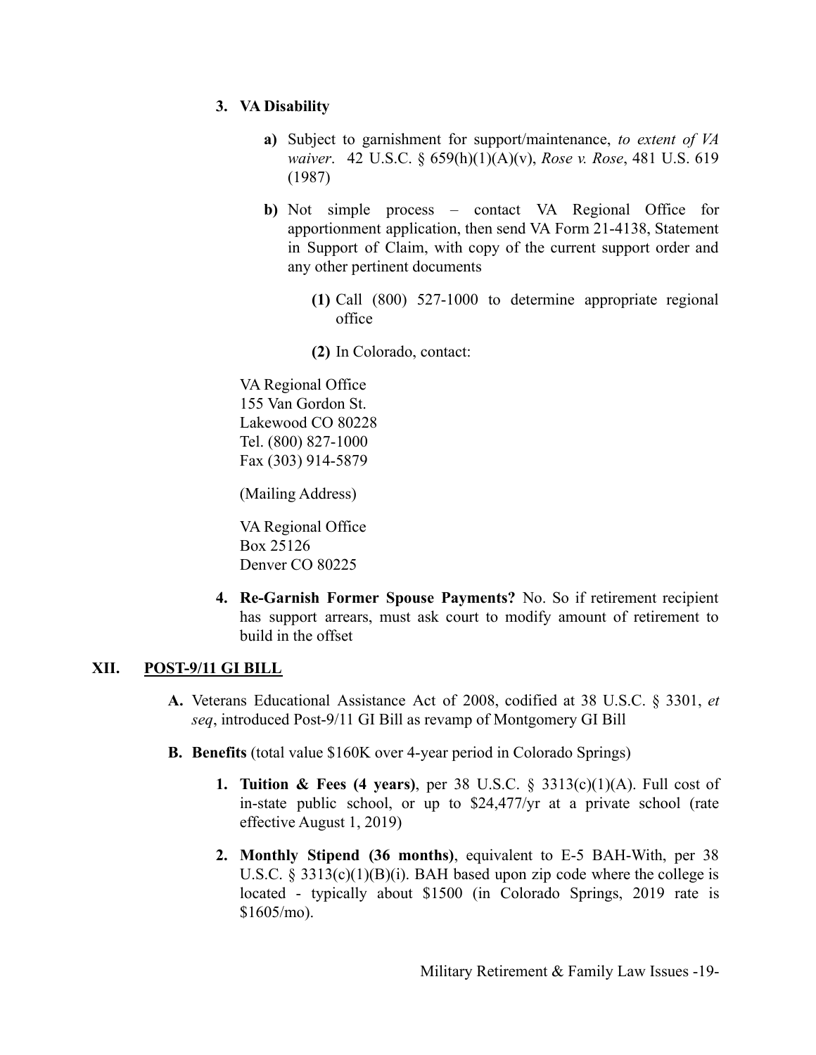3. **VA Disability**

    a) Subject to garnishment for support/maintenance, *to extent of VA waiver*. 42 U.S.C. § 659(h)(1)(A)(v), *Rose v. Rose*, 481 U.S. 619 (1987)

    b) Not simple process – contact VA Regional Office for apportionment application, then send VA Form 21-4138, Statement in Support of Claim, with copy of the current support order and any other pertinent documents

        (1) Call (800) 527-1000 to determine appropriate regional office

        (2) In Colorado, contact:

    VA Regional Office
    155 Van Gordon St.
    Lakewood CO 80228
    Tel. (800) 827-1000
    Fax (303) 914-5879

    (Mailing Address)

    VA Regional Office
    Box 25126
    Denver CO 80225

4. **Re-Garnish Former Spouse Payments?** No. So if retirement recipient has support arrears, must ask court to modify amount of retirement to build in the offset

## XII. POST-9/11 GI BILL

A. Veterans Educational Assistance Act of 2008, codified at 38 U.S.C. § 3301, *et seq*, introduced Post-9/11 GI Bill as revamp of Montgomery GI Bill

B. **Benefits** (total value $160K over 4-year period in Colorado Springs)

    1. **Tuition & Fees (4 years)**, per 38 U.S.C. § 3313(c)(1)(A). Full cost of in-state public school, or up to $24,477/yr at a private school (rate effective August 1, 2019)

    2. **Monthly Stipend (36 months)**, equivalent to E-5 BAH-With, per 38 U.S.C. § 3313(c)(1)(B)(i). BAH based upon zip code where the college is located - typically about $1500 (in Colorado Springs, 2019 rate is $1605/mo).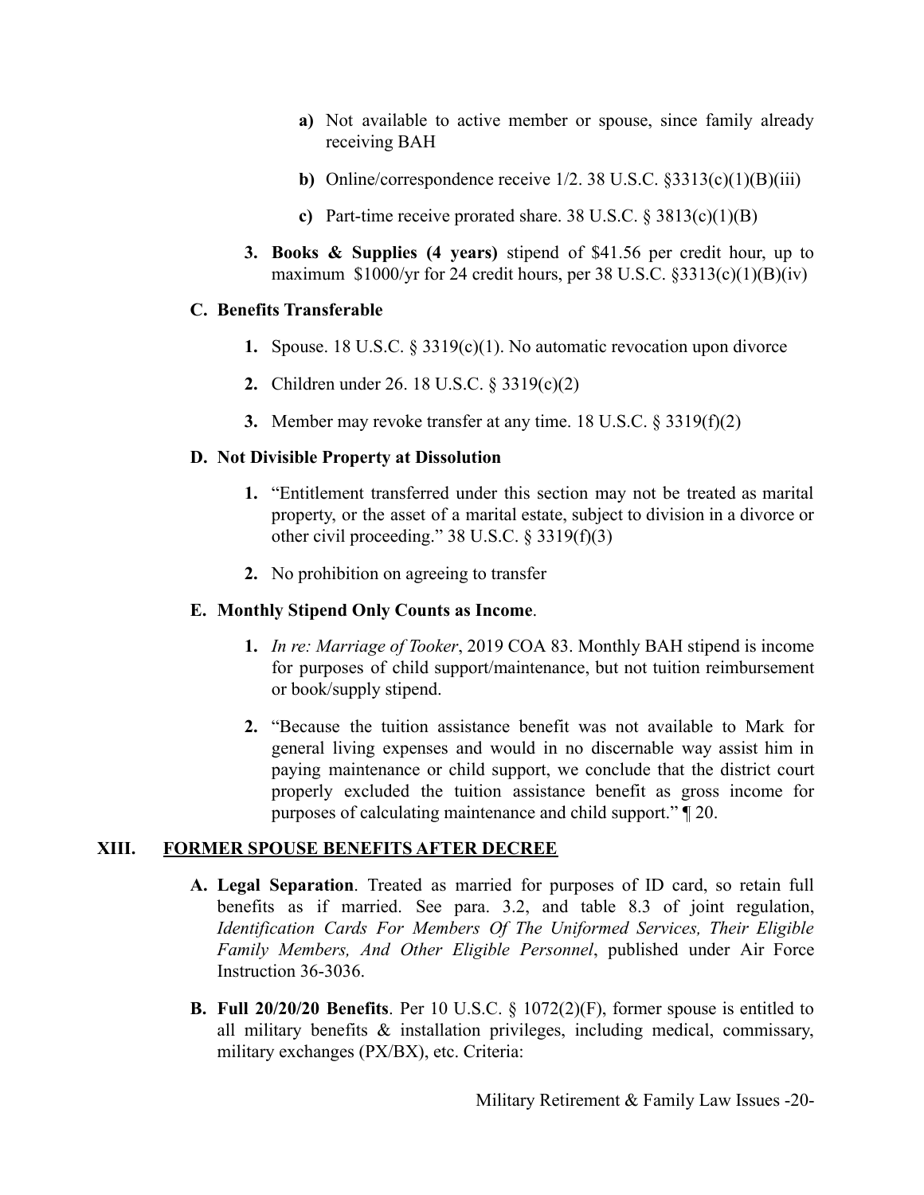a) Not available to active member or spouse, since family already receiving BAH

b) Online/correspondence receive 1/2. 38 U.S.C. §3313(c)(1)(B)(iii)

c) Part-time receive prorated share. 38 U.S.C. § 3813(c)(1)(B)

3. **Books & Supplies (4 years)** stipend of $41.56 per credit hour, up to maximum $1000/yr for 24 credit hours, per 38 U.S.C. §3313(c)(1)(B)(iv)

### C. Benefits Transferable

1. Spouse. 18 U.S.C. § 3319(c)(1). No automatic revocation upon divorce
2. Children under 26. 18 U.S.C. § 3319(c)(2)
3. Member may revoke transfer at any time. 18 U.S.C. § 3319(f)(2)

### D. Not Divisible Property at Dissolution

1. "Entitlement transferred under this section may not be treated as marital property, or the asset of a marital estate, subject to division in a divorce or other civil proceeding." 38 U.S.C. § 3319(f)(3)
2. No prohibition on agreeing to transfer

### E. Monthly Stipend Only Counts as Income.

1. *In re: Marriage of Tooker*, 2019 COA 83. Monthly BAH stipend is income for purposes of child support/maintenance, but not tuition reimbursement or book/supply stipend.
2. "Because the tuition assistance benefit was not available to Mark for general living expenses and would in no discernable way assist him in paying maintenance or child support, we conclude that the district court properly excluded the tuition assistance benefit as gross income for purposes of calculating maintenance and child support." ¶ 20.

## XIII. FORMER SPOUSE BENEFITS AFTER DECREE

**A. Legal Separation**. Treated as married for purposes of ID card, so retain full benefits as if married. See para. 3.2, and table 8.3 of joint regulation, *Identification Cards For Members Of The Uniformed Services, Their Eligible Family Members, And Other Eligible Personnel*, published under Air Force Instruction 36-3036.

**B. Full 20/20/20 Benefits**. Per 10 U.S.C. § 1072(2)(F), former spouse is entitled to all military benefits & installation privileges, including medical, commissary, military exchanges (PX/BX), etc. Criteria: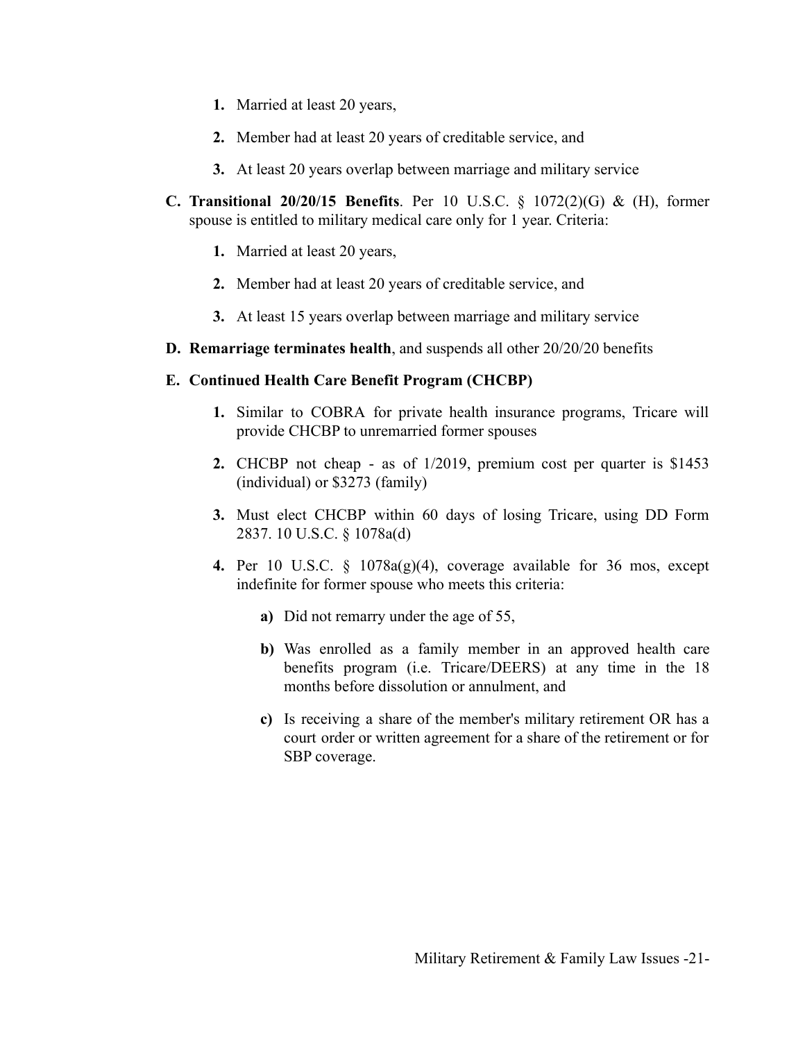1. Married at least 20 years,

2. Member had at least 20 years of creditable service, and

3. At least 20 years overlap between marriage and military service

C. **Transitional 20/20/15 Benefits**. Per 10 U.S.C. § 1072(2)(G) & (H), former spouse is entitled to military medical care only for 1 year. Criteria:

   1. Married at least 20 years,

   2. Member had at least 20 years of creditable service, and

   3. At least 15 years overlap between marriage and military service

D. **Remarriage terminates health**, and suspends all other 20/20/20 benefits

E. **Continued Health Care Benefit Program (CHCBP)**

   1. Similar to COBRA for private health insurance programs, Tricare will provide CHCBP to unremarried former spouses

   2. CHCBP not cheap - as of 1/2019, premium cost per quarter is $1453 (individual) or $3273 (family)

   3. Must elect CHCBP within 60 days of losing Tricare, using DD Form 2837. 10 U.S.C. § 1078a(d)

   4. Per 10 U.S.C. § 1078a(g)(4), coverage available for 36 mos, except indefinite for former spouse who meets this criteria:

      a) Did not remarry under the age of 55,

      b) Was enrolled as a family member in an approved health care benefits program (i.e. Tricare/DEERS) at any time in the 18 months before dissolution or annulment, and

      c) Is receiving a share of the member's military retirement OR has a court order or written agreement for a share of the retirement or for SBP coverage.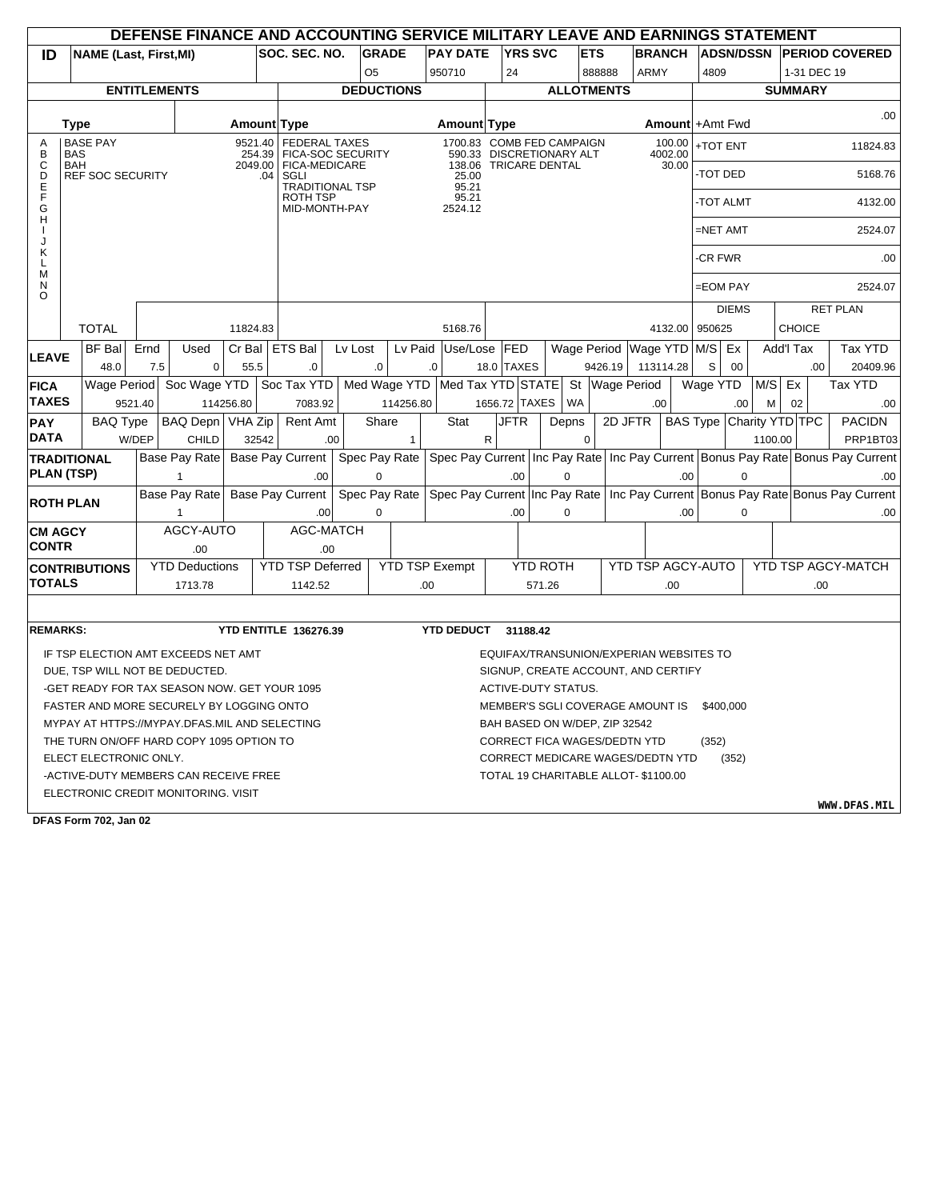# DEFENSE FINANCE AND ACCOUNTING SERVICE MILITARY LEAVE AND EARNINGS STATEMENT

| ID | NAME (Last, First,MI) | SOC. SEC. NO. | GRADE | PAY DATE | YRS SVC | ETS | BRANCH | ADSN/DSSN | PERIOD COVERED |
|---|---|---|---|---|---|---|---|---|---|
| | | | O5 | 950710 | 24 | 888888 | ARMY | 4809 | 1-31 DEC 19 |

| | ENTITLEMENTS | | DEDUCTIONS | | ALLOTMENTS | | SUMMARY | |
|---|---|---|---|---|---|---|---|---|
| | Type | Amount | Type | Amount | Type | Amount | +Amt Fwd | .00 |
| A | BASE PAY | 9521.40 | FEDERAL TAXES | 1700.83 | COMB FED CAMPAIGN | 100.00 | +TOT ENT | 11824.83 |
| B | BAS | 254.39 | FICA-SOC SECURITY | 590.33 | DISCRETIONARY ALT | 4002.00 | -TOT DED | 5168.76 |
| C | BAH | 2049.00 | FICA-MEDICARE | 138.06 | TRICARE DENTAL | 30.00 | -TOT ALMT | 4132.00 |
| D | REF SOC SECURITY | .04 | SGLI | 25.00 | | | =NET AMT | 2524.07 |
| E | | | TRADITIONAL TSP | 95.21 | | | -CR FWR | .00 |
| F | | | ROTH TSP | 95.21 | | | =EOM PAY | 2524.07 |
| G | | | MID-MONTH-PAY | 2524.12 | | | | |
| H–O | | | | | | | DIEMS | RET PLAN |
| | TOTAL | 11824.83 | | 5168.76 | | 4132.00 | 950625 | CHOICE |

| LEAVE | BF Bal | Ernd | Used | Cr Bal | ETS Bal | Lv Lost | Lv Paid | Use/Lose | FED TAXES | Wage Period | Wage YTD | M/S | Ex | Add'l Tax | Tax YTD |
|---|---|---|---|---|---|---|---|---|---|---|---|---|---|---|---|
| | 48.0 | 7.5 | 0 | 55.5 | .0 | .0 | .0 | 18.0 | | 9426.19 | 113114.28 | S | 00 | .00 | 20409.96 |

| FICA TAXES | Wage Period | Soc Wage YTD | Soc Tax YTD | Med Wage YTD | Med Tax YTD | STATE TAXES | St | Wage Period | Wage YTD | M/S | Ex | Tax YTD |
|---|---|---|---|---|---|---|---|---|---|---|---|---|
| | 9521.40 | 114256.80 | 7083.92 | 114256.80 | 1656.72 | | WA | .00 | .00 | M | 02 | .00 |

| PAY DATA | BAQ Type | BAQ Depn | VHA Zip | Rent Amt | Share | Stat | JFTR | Depns | 2D JFTR | BAS Type | Charity YTD | TPC | PACIDN |
|---|---|---|---|---|---|---|---|---|---|---|---|---|---|
| | W/DEP | CHILD | 32542 | .00 | 1 | R | | 0 | | | 1100.00 | | PRP1BT03 |

| TRADITIONAL PLAN (TSP) | Base Pay Rate | Base Pay Current | Spec Pay Rate | Spec Pay Current | Inc Pay Rate | Inc Pay Current | Bonus Pay Rate | Bonus Pay Current |
|---|---|---|---|---|---|---|---|---|
| | 1 | .00 | 0 | .00 | 0 | .00 | 0 | .00 |

| ROTH PLAN | Base Pay Rate | Base Pay Current | Spec Pay Rate | Spec Pay Current | Inc Pay Rate | Inc Pay Current | Bonus Pay Rate | Bonus Pay Current |
|---|---|---|---|---|---|---|---|---|
| | 1 | .00 | 0 | .00 | 0 | .00 | 0 | .00 |

| CM AGCY CONTR | AGCY-AUTO | AGC-MATCH |
|---|---|---|
| | .00 | .00 |

| CONTRIBUTIONS TOTALS | YTD Deductions | YTD TSP Deferred | YTD TSP Exempt | YTD ROTH | YTD TSP AGCY-AUTO | YTD TSP AGCY-MATCH |
|---|---|---|---|---|---|---|
| | 1713.78 | 1142.52 | .00 | 571.26 | .00 | .00 |

**REMARKS:** **YTD ENTITLE 136276.39** **YTD DEDUCT 31188.42**

IF TSP ELECTION AMT EXCEEDS NET AMT DUE, TSP WILL NOT BE DEDUCTED.
-GET READY FOR TAX SEASON NOW. GET YOUR 1095 FASTER AND MORE SECURELY BY LOGGING ONTO MYPAY AT HTTPS://MYPAY.DFAS.MIL AND SELECTING THE TURN ON/OFF HARD COPY 1095 OPTION TO ELECT ELECTRONIC ONLY.
-ACTIVE-DUTY MEMBERS CAN RECEIVE FREE ELECTRONIC CREDIT MONITORING. VISIT EQUIFAX/TRANSUNION/EXPERIAN WEBSITES TO SIGNUP, CREATE ACCOUNT, AND CERTIFY ACTIVE-DUTY STATUS.
MEMBER'S SGLI COVERAGE AMOUNT IS $400,000
BAH BASED ON W/DEP, ZIP 32542
CORRECT FICA WAGES/DEDTN YTD (352)
CORRECT MEDICARE WAGES/DEDTN YTD (352)
TOTAL 19 CHARITABLE ALLOT- $1100.00

WWW.DFAS.MIL

DFAS Form 702, Jan 02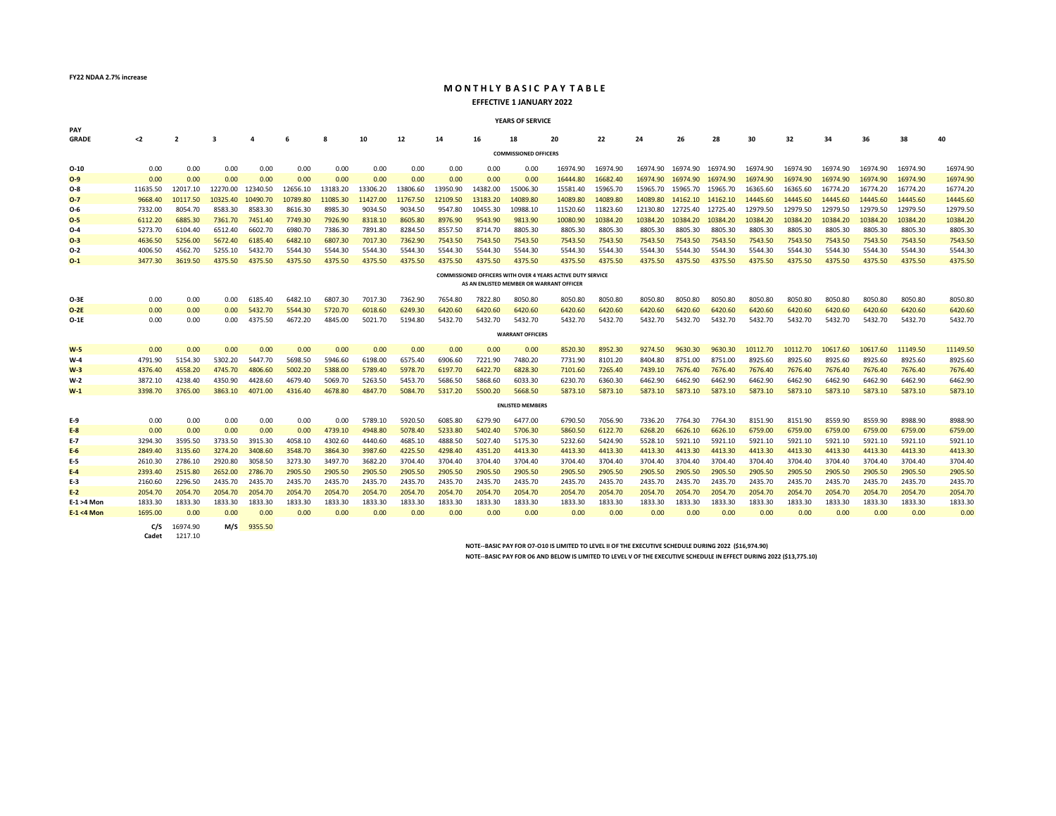FY22 NDAA 2.7% increase

# MONTHLY BASIC PAY TABLE

**EFFECTIVE 1 JANUARY 2022**

| PAY GRADE | YEARS OF SERVICE | | | | | | | | | | | | | | | | | | | | | |
|---|---|---|---|---|---|---|---|---|---|---|---|---|---|---|---|---|---|---|---|---|---|---|
| | <2 | 2 | 3 | 4 | 6 | 8 | 10 | 12 | 14 | 16 | 18 | 20 | 22 | 24 | 26 | 28 | 30 | 32 | 34 | 36 | 38 | 40 |
| **COMMISSIONED OFFICERS** | | | | | | | | | | | | | | | | | | | | | | |
| O-10 | 0.00 | 0.00 | 0.00 | 0.00 | 0.00 | 0.00 | 0.00 | 0.00 | 0.00 | 0.00 | 0.00 | 16974.90 | 16974.90 | 16974.90 | 16974.90 | 16974.90 | 16974.90 | 16974.90 | 16974.90 | 16974.90 | 16974.90 | 16974.90 |
| O-9 | 0.00 | 0.00 | 0.00 | 0.00 | 0.00 | 0.00 | 0.00 | 0.00 | 0.00 | 0.00 | 0.00 | 16444.80 | 16682.40 | 16974.90 | 16974.90 | 16974.90 | 16974.90 | 16974.90 | 16974.90 | 16974.90 | 16974.90 | 16974.90 |
| O-8 | 11635.50 | 12017.10 | 12270.00 | 12340.50 | 12656.10 | 13183.20 | 13306.20 | 13806.60 | 13950.90 | 14382.00 | 15006.30 | 15581.40 | 15965.70 | 15965.70 | 15965.70 | 15965.70 | 16365.60 | 16365.60 | 16774.20 | 16774.20 | 16774.20 | 16774.20 |
| O-7 | 9668.40 | 10117.50 | 10325.40 | 10490.70 | 10789.80 | 11085.30 | 11427.00 | 11767.50 | 12109.50 | 13183.20 | 14089.80 | 14089.80 | 14089.80 | 14089.80 | 14162.10 | 14162.10 | 14445.60 | 14445.60 | 14445.60 | 14445.60 | 14445.60 | 14445.60 |
| O-6 | 7332.00 | 8054.70 | 8583.30 | 8583.30 | 8616.30 | 8985.30 | 9034.50 | 9034.50 | 9547.80 | 10455.30 | 10988.10 | 11520.60 | 11823.60 | 12130.80 | 12725.40 | 12725.40 | 12979.50 | 12979.50 | 12979.50 | 12979.50 | 12979.50 | 12979.50 |
| O-5 | 6112.20 | 6885.30 | 7361.70 | 7451.40 | 7749.30 | 7926.90 | 8318.10 | 8605.80 | 8976.90 | 9543.90 | 9813.90 | 10080.90 | 10384.20 | 10384.20 | 10384.20 | 10384.20 | 10384.20 | 10384.20 | 10384.20 | 10384.20 | 10384.20 | 10384.20 |
| O-4 | 5273.70 | 6104.40 | 6512.40 | 6602.70 | 6980.70 | 7386.30 | 7891.80 | 8284.50 | 8557.50 | 8714.70 | 8805.30 | 8805.30 | 8805.30 | 8805.30 | 8805.30 | 8805.30 | 8805.30 | 8805.30 | 8805.30 | 8805.30 | 8805.30 | 8805.30 |
| O-3 | 4636.50 | 5256.00 | 5672.40 | 6185.40 | 6482.10 | 6807.30 | 7017.30 | 7362.90 | 7543.50 | 7543.50 | 7543.50 | 7543.50 | 7543.50 | 7543.50 | 7543.50 | 7543.50 | 7543.50 | 7543.50 | 7543.50 | 7543.50 | 7543.50 | 7543.50 |
| O-2 | 4006.50 | 4562.70 | 5255.10 | 5432.70 | 5544.30 | 5544.30 | 5544.30 | 5544.30 | 5544.30 | 5544.30 | 5544.30 | 5544.30 | 5544.30 | 5544.30 | 5544.30 | 5544.30 | 5544.30 | 5544.30 | 5544.30 | 5544.30 | 5544.30 | 5544.30 |
| O-1 | 3477.30 | 3619.50 | 4375.50 | 4375.50 | 4375.50 | 4375.50 | 4375.50 | 4375.50 | 4375.50 | 4375.50 | 4375.50 | 4375.50 | 4375.50 | 4375.50 | 4375.50 | 4375.50 | 4375.50 | 4375.50 | 4375.50 | 4375.50 | 4375.50 | 4375.50 |
| **COMMISSIONED OFFICERS WITH OVER 4 YEARS ACTIVE DUTY SERVICE AS AN ENLISTED MEMBER OR WARRANT OFFICER** | | | | | | | | | | | | | | | | | | | | | | |
| O-3E | 0.00 | 0.00 | 0.00 | 6185.40 | 6482.10 | 6807.30 | 7017.30 | 7362.90 | 7654.80 | 7822.80 | 8050.80 | 8050.80 | 8050.80 | 8050.80 | 8050.80 | 8050.80 | 8050.80 | 8050.80 | 8050.80 | 8050.80 | 8050.80 | 8050.80 |
| O-2E | 0.00 | 0.00 | 0.00 | 5432.70 | 5544.30 | 5720.70 | 6018.60 | 6249.30 | 6420.60 | 6420.60 | 6420.60 | 6420.60 | 6420.60 | 6420.60 | 6420.60 | 6420.60 | 6420.60 | 6420.60 | 6420.60 | 6420.60 | 6420.60 | 6420.60 |
| O-1E | 0.00 | 0.00 | 0.00 | 4375.50 | 4672.20 | 4845.00 | 5021.70 | 5194.80 | 5432.70 | 5432.70 | 5432.70 | 5432.70 | 5432.70 | 5432.70 | 5432.70 | 5432.70 | 5432.70 | 5432.70 | 5432.70 | 5432.70 | 5432.70 | 5432.70 |
| **WARRANT OFFICERS** | | | | | | | | | | | | | | | | | | | | | | |
| W-5 | 0.00 | 0.00 | 0.00 | 0.00 | 0.00 | 0.00 | 0.00 | 0.00 | 0.00 | 0.00 | 0.00 | 8520.30 | 8952.30 | 9274.50 | 9630.30 | 9630.30 | 10112.70 | 10112.70 | 10617.60 | 10617.60 | 11149.50 | 11149.50 |
| W-4 | 4791.90 | 5154.30 | 5302.20 | 5447.70 | 5698.50 | 5946.60 | 6198.00 | 6575.40 | 6906.60 | 7221.90 | 7480.20 | 7731.90 | 8101.20 | 8404.80 | 8751.00 | 8751.00 | 8925.60 | 8925.60 | 8925.60 | 8925.60 | 8925.60 | 8925.60 |
| W-3 | 4376.40 | 4558.20 | 4745.70 | 4806.60 | 5002.20 | 5388.00 | 5789.40 | 5978.70 | 6197.70 | 6422.70 | 6828.30 | 7101.60 | 7265.40 | 7439.10 | 7676.40 | 7676.40 | 7676.40 | 7676.40 | 7676.40 | 7676.40 | 7676.40 | 7676.40 |
| W-2 | 3872.10 | 4238.40 | 4350.90 | 4428.60 | 4679.40 | 5069.70 | 5263.50 | 5453.70 | 5686.50 | 5868.60 | 6033.30 | 6230.70 | 6360.30 | 6462.90 | 6462.90 | 6462.90 | 6462.90 | 6462.90 | 6462.90 | 6462.90 | 6462.90 | 6462.90 |
| W-1 | 3398.70 | 3765.00 | 3863.10 | 4071.00 | 4316.40 | 4678.80 | 4847.70 | 5084.70 | 5317.20 | 5500.20 | 5668.50 | 5873.10 | 5873.10 | 5873.10 | 5873.10 | 5873.10 | 5873.10 | 5873.10 | 5873.10 | 5873.10 | 5873.10 | 5873.10 |
| **ENLISTED MEMBERS** | | | | | | | | | | | | | | | | | | | | | | |
| E-9 | 0.00 | 0.00 | 0.00 | 0.00 | 0.00 | 0.00 | 5789.10 | 5920.50 | 6085.80 | 6279.90 | 6477.00 | 6790.50 | 7056.90 | 7336.20 | 7764.30 | 7764.30 | 8151.90 | 8151.90 | 8559.90 | 8559.90 | 8988.90 | 8988.90 |
| E-8 | 0.00 | 0.00 | 0.00 | 0.00 | 0.00 | 4739.10 | 4948.80 | 5078.40 | 5233.80 | 5402.40 | 5706.30 | 5860.50 | 6122.70 | 6268.20 | 6626.10 | 6626.10 | 6759.00 | 6759.00 | 6759.00 | 6759.00 | 6759.00 | 6759.00 |
| E-7 | 3294.30 | 3595.50 | 3733.50 | 3915.30 | 4058.10 | 4302.60 | 4440.60 | 4685.10 | 4888.50 | 5027.40 | 5175.30 | 5232.60 | 5424.90 | 5528.10 | 5921.10 | 5921.10 | 5921.10 | 5921.10 | 5921.10 | 5921.10 | 5921.10 | 5921.10 |
| E-6 | 2849.40 | 3135.60 | 3274.20 | 3408.60 | 3548.70 | 3864.30 | 3987.60 | 4225.50 | 4298.40 | 4351.20 | 4413.30 | 4413.30 | 4413.30 | 4413.30 | 4413.30 | 4413.30 | 4413.30 | 4413.30 | 4413.30 | 4413.30 | 4413.30 | 4413.30 |
| E-5 | 2610.30 | 2786.10 | 2920.80 | 3058.50 | 3273.30 | 3497.70 | 3682.20 | 3704.40 | 3704.40 | 3704.40 | 3704.40 | 3704.40 | 3704.40 | 3704.40 | 3704.40 | 3704.40 | 3704.40 | 3704.40 | 3704.40 | 3704.40 | 3704.40 | 3704.40 |
| E-4 | 2393.40 | 2515.80 | 2652.00 | 2786.70 | 2905.50 | 2905.50 | 2905.50 | 2905.50 | 2905.50 | 2905.50 | 2905.50 | 2905.50 | 2905.50 | 2905.50 | 2905.50 | 2905.50 | 2905.50 | 2905.50 | 2905.50 | 2905.50 | 2905.50 | 2905.50 |
| E-3 | 2160.60 | 2296.50 | 2435.70 | 2435.70 | 2435.70 | 2435.70 | 2435.70 | 2435.70 | 2435.70 | 2435.70 | 2435.70 | 2435.70 | 2435.70 | 2435.70 | 2435.70 | 2435.70 | 2435.70 | 2435.70 | 2435.70 | 2435.70 | 2435.70 | 2435.70 |
| E-2 | 2054.70 | 2054.70 | 2054.70 | 2054.70 | 2054.70 | 2054.70 | 2054.70 | 2054.70 | 2054.70 | 2054.70 | 2054.70 | 2054.70 | 2054.70 | 2054.70 | 2054.70 | 2054.70 | 2054.70 | 2054.70 | 2054.70 | 2054.70 | 2054.70 | 2054.70 |
| E-1 >4 Mon | 1833.30 | 1833.30 | 1833.30 | 1833.30 | 1833.30 | 1833.30 | 1833.30 | 1833.30 | 1833.30 | 1833.30 | 1833.30 | 1833.30 | 1833.30 | 1833.30 | 1833.30 | 1833.30 | 1833.30 | 1833.30 | 1833.30 | 1833.30 | 1833.30 | 1833.30 |
| E-1 <4 Mon | 1695.00 | 0.00 | 0.00 | 0.00 | 0.00 | 0.00 | 0.00 | 0.00 | 0.00 | 0.00 | 0.00 | 0.00 | 0.00 | 0.00 | 0.00 | 0.00 | 0.00 | 0.00 | 0.00 | 0.00 | 0.00 | 0.00 |

**C/S** 16974.90 **M/S** 9355.50

**Cadet** 1217.10

**NOTE--BASIC PAY FOR O7-O10 IS LIMITED TO LEVEL II OF THE EXECUTIVE SCHEDULE DURING 2022 ($16,974.90)**

**NOTE--BASIC PAY FOR O6 AND BELOW IS LIMITED TO LEVEL V OF THE EXECUTIVE SCHEDULE IN EFFECT DURING 2022 ($13,775.10)**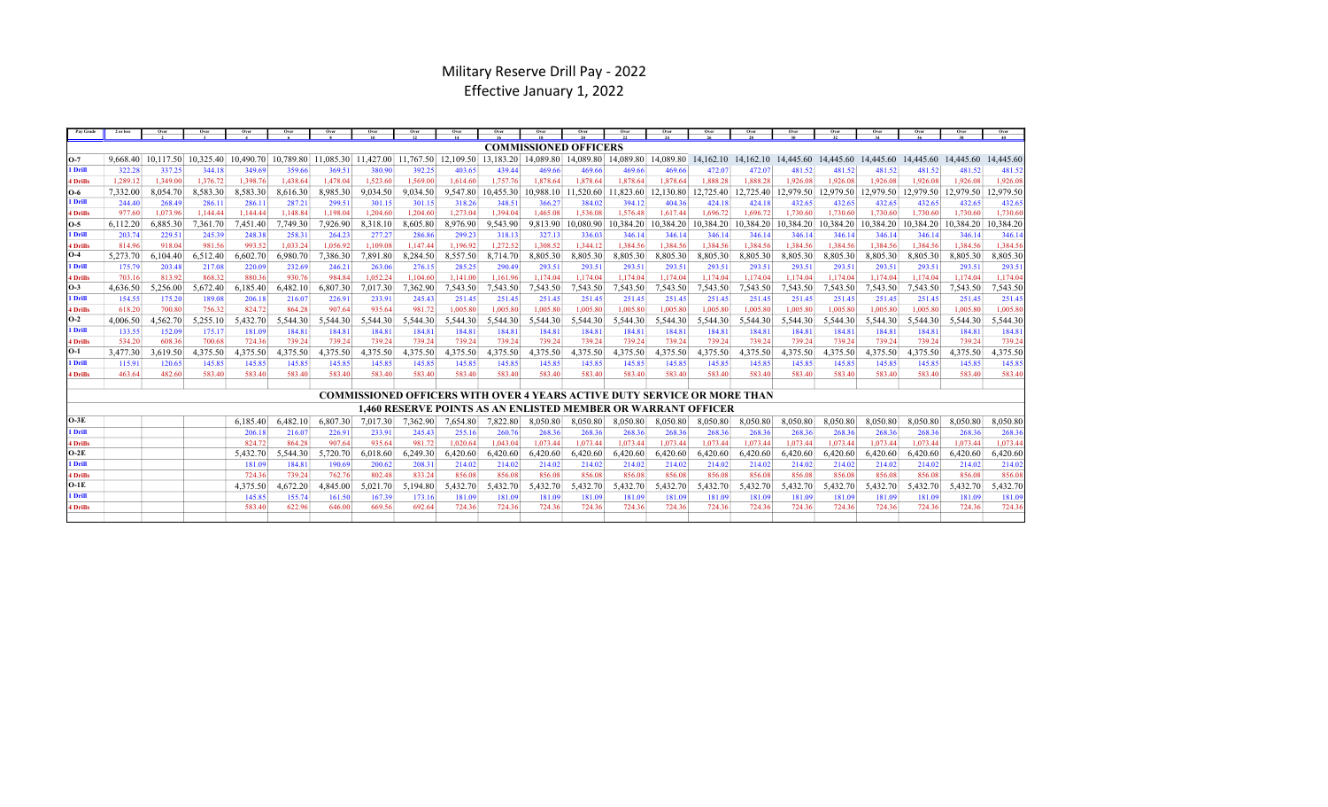# Military Reserve Drill Pay - 2022
## Effective January 1, 2022

| Pay Grade | 2 or less | Over 2 | Over 3 | Over 4 | Over 6 | Over 8 | Over 10 | Over 12 | Over 14 | Over 16 | Over 18 | Over 20 | Over 22 | Over 24 | Over 26 | Over 28 | Over 30 | Over 32 | Over 34 | Over 36 | Over 38 | Over 40 |
|---|---|---|---|---|---|---|---|---|---|---|---|---|---|---|---|---|---|---|---|---|---|---|
| **COMMISSIONED OFFICERS** | | | | | | | | | | | | | | | | | | | | | | |
| O-7 | 9,668.40 | 10,117.50 | 10,325.40 | 10,490.70 | 10,789.80 | 11,085.30 | 11,427.00 | 11,767.50 | 12,109.50 | 13,183.20 | 14,089.80 | 14,089.80 | 14,089.80 | 14,089.80 | 14,162.10 | 14,162.10 | 14,445.60 | 14,445.60 | 14,445.60 | 14,445.60 | 14,445.60 | 14,445.60 |
| 1 Drill | 322.28 | 337.25 | 344.18 | 349.69 | 359.66 | 369.51 | 380.90 | 392.25 | 403.65 | 439.44 | 469.66 | 469.66 | 469.66 | 469.66 | 472.07 | 472.07 | 481.52 | 481.52 | 481.52 | 481.52 | 481.52 | 481.52 |
| 4 Drills | 1,289.12 | 1,349.00 | 1,376.72 | 1,398.76 | 1,438.64 | 1,478.04 | 1,523.60 | 1,569.00 | 1,614.60 | 1,757.76 | 1,878.64 | 1,878.64 | 1,878.64 | 1,878.64 | 1,888.28 | 1,888.28 | 1,926.08 | 1,926.08 | 1,926.08 | 1,926.08 | 1,926.08 | 1,926.08 |
| O-6 | 7,332.00 | 8,054.70 | 8,583.30 | 8,583.30 | 8,616.30 | 8,985.30 | 9,034.50 | 9,034.50 | 9,547.80 | 10,455.30 | 10,988.10 | 11,520.60 | 11,823.60 | 12,130.80 | 12,725.40 | 12,725.40 | 12,979.50 | 12,979.50 | 12,979.50 | 12,979.50 | 12,979.50 | 12,979.50 |
| 1 Drill | 244.40 | 268.49 | 286.11 | 286.11 | 287.21 | 299.51 | 301.15 | 301.15 | 318.26 | 348.51 | 366.27 | 384.02 | 394.12 | 404.36 | 424.18 | 424.18 | 432.65 | 432.65 | 432.65 | 432.65 | 432.65 | 432.65 |
| 4 Drills | 977.60 | 1,073.96 | 1,144.44 | 1,144.44 | 1,148.84 | 1,198.04 | 1,204.60 | 1,204.60 | 1,273.04 | 1,394.04 | 1,465.08 | 1,536.08 | 1,576.48 | 1,617.44 | 1,696.72 | 1,696.72 | 1,730.60 | 1,730.60 | 1,730.60 | 1,730.60 | 1,730.60 | 1,730.60 |
| O-5 | 6,112.20 | 6,885.30 | 7,361.70 | 7,451.40 | 7,749.30 | 7,926.90 | 8,318.10 | 8,605.80 | 8,976.90 | 9,543.90 | 9,813.90 | 10,080.90 | 10,384.20 | 10,384.20 | 10,384.20 | 10,384.20 | 10,384.20 | 10,384.20 | 10,384.20 | 10,384.20 | 10,384.20 | 10,384.20 |
| 1 Drill | 203.74 | 229.51 | 245.39 | 248.38 | 258.31 | 264.23 | 277.27 | 286.86 | 299.23 | 318.13 | 327.13 | 336.03 | 346.14 | 346.14 | 346.14 | 346.14 | 346.14 | 346.14 | 346.14 | 346.14 | 346.14 | 346.14 |
| 4 Drills | 814.96 | 918.04 | 981.56 | 993.52 | 1,033.24 | 1,056.92 | 1,109.08 | 1,147.44 | 1,196.92 | 1,272.52 | 1,308.52 | 1,344.12 | 1,384.56 | 1,384.56 | 1,384.56 | 1,384.56 | 1,384.56 | 1,384.56 | 1,384.56 | 1,384.56 | 1,384.56 | 1,384.56 |
| O-4 | 5,273.70 | 6,104.40 | 6,512.40 | 6,602.70 | 6,980.70 | 7,386.30 | 7,891.80 | 8,284.50 | 8,557.50 | 8,714.70 | 8,805.30 | 8,805.30 | 8,805.30 | 8,805.30 | 8,805.30 | 8,805.30 | 8,805.30 | 8,805.30 | 8,805.30 | 8,805.30 | 8,805.30 | 8,805.30 |
| 1 Drill | 175.79 | 203.48 | 217.08 | 220.09 | 232.69 | 246.21 | 263.06 | 276.15 | 285.25 | 290.49 | 293.51 | 293.51 | 293.51 | 293.51 | 293.51 | 293.51 | 293.51 | 293.51 | 293.51 | 293.51 | 293.51 | 293.51 |
| 4 Drills | 703.16 | 813.92 | 868.32 | 880.36 | 930.76 | 984.84 | 1,052.24 | 1,104.60 | 1,141.00 | 1,161.96 | 1,174.04 | 1,174.04 | 1,174.04 | 1,174.04 | 1,174.04 | 1,174.04 | 1,174.04 | 1,174.04 | 1,174.04 | 1,174.04 | 1,174.04 | 1,174.04 |
| O-3 | 4,636.50 | 5,256.00 | 5,672.40 | 6,185.40 | 6,482.10 | 6,807.30 | 7,017.30 | 7,362.90 | 7,543.50 | 7,543.50 | 7,543.50 | 7,543.50 | 7,543.50 | 7,543.50 | 7,543.50 | 7,543.50 | 7,543.50 | 7,543.50 | 7,543.50 | 7,543.50 | 7,543.50 | 7,543.50 |
| 1 Drill | 154.55 | 175.20 | 189.08 | 206.18 | 216.07 | 226.91 | 233.91 | 245.43 | 251.45 | 251.45 | 251.45 | 251.45 | 251.45 | 251.45 | 251.45 | 251.45 | 251.45 | 251.45 | 251.45 | 251.45 | 251.45 | 251.45 |
| 4 Drills | 618.20 | 700.80 | 756.32 | 824.72 | 864.28 | 907.64 | 935.64 | 981.72 | 1,005.80 | 1,005.80 | 1,005.80 | 1,005.80 | 1,005.80 | 1,005.80 | 1,005.80 | 1,005.80 | 1,005.80 | 1,005.80 | 1,005.80 | 1,005.80 | 1,005.80 | 1,005.80 |
| O-2 | 4,006.50 | 4,562.70 | 5,255.10 | 5,432.70 | 5,544.30 | 5,544.30 | 5,544.30 | 5,544.30 | 5,544.30 | 5,544.30 | 5,544.30 | 5,544.30 | 5,544.30 | 5,544.30 | 5,544.30 | 5,544.30 | 5,544.30 | 5,544.30 | 5,544.30 | 5,544.30 | 5,544.30 | 5,544.30 |
| 1 Drill | 133.55 | 152.09 | 175.17 | 181.09 | 184.81 | 184.81 | 184.81 | 184.81 | 184.81 | 184.81 | 184.81 | 184.81 | 184.81 | 184.81 | 184.81 | 184.81 | 184.81 | 184.81 | 184.81 | 184.81 | 184.81 | 184.81 |
| 4 Drills | 534.20 | 608.36 | 700.68 | 724.36 | 739.24 | 739.24 | 739.24 | 739.24 | 739.24 | 739.24 | 739.24 | 739.24 | 739.24 | 739.24 | 739.24 | 739.24 | 739.24 | 739.24 | 739.24 | 739.24 | 739.24 | 739.24 |
| O-1 | 3,477.30 | 3,619.50 | 4,375.50 | 4,375.50 | 4,375.50 | 4,375.50 | 4,375.50 | 4,375.50 | 4,375.50 | 4,375.50 | 4,375.50 | 4,375.50 | 4,375.50 | 4,375.50 | 4,375.50 | 4,375.50 | 4,375.50 | 4,375.50 | 4,375.50 | 4,375.50 | 4,375.50 | 4,375.50 |
| 1 Drill | 115.91 | 120.65 | 145.85 | 145.85 | 145.85 | 145.85 | 145.85 | 145.85 | 145.85 | 145.85 | 145.85 | 145.85 | 145.85 | 145.85 | 145.85 | 145.85 | 145.85 | 145.85 | 145.85 | 145.85 | 145.85 | 145.85 |
| 4 Drills | 463.64 | 482.60 | 583.40 | 583.40 | 583.40 | 583.40 | 583.40 | 583.40 | 583.40 | 583.40 | 583.40 | 583.40 | 583.40 | 583.40 | 583.40 | 583.40 | 583.40 | 583.40 | 583.40 | 583.40 | 583.40 | 583.40 |
| **COMMISSIONED OFFICERS WITH OVER 4 YEARS ACTIVE DUTY SERVICE OR MORE THAN 1,460 RESERVE POINTS AS AN ENLISTED MEMBER OR WARRANT OFFICER** | | | | | | | | | | | | | | | | | | | | | | |
| O-3E | | | | 6,185.40 | 6,482.10 | 6,807.30 | 7,017.30 | 7,362.90 | 7,654.80 | 7,822.80 | 8,050.80 | 8,050.80 | 8,050.80 | 8,050.80 | 8,050.80 | 8,050.80 | 8,050.80 | 8,050.80 | 8,050.80 | 8,050.80 | 8,050.80 | 8,050.80 |
| 1 Drill | | | | 206.18 | 216.07 | 226.91 | 233.91 | 245.43 | 255.16 | 260.76 | 268.36 | 268.36 | 268.36 | 268.36 | 268.36 | 268.36 | 268.36 | 268.36 | 268.36 | 268.36 | 268.36 | 268.36 |
| 4 Drills | | | | 824.72 | 864.28 | 907.64 | 935.64 | 981.72 | 1,020.64 | 1,043.04 | 1,073.44 | 1,073.44 | 1,073.44 | 1,073.44 | 1,073.44 | 1,073.44 | 1,073.44 | 1,073.44 | 1,073.44 | 1,073.44 | 1,073.44 | 1,073.44 |
| O-2E | | | | 5,432.70 | 5,544.30 | 5,720.70 | 6,018.60 | 6,249.30 | 6,420.60 | 6,420.60 | 6,420.60 | 6,420.60 | 6,420.60 | 6,420.60 | 6,420.60 | 6,420.60 | 6,420.60 | 6,420.60 | 6,420.60 | 6,420.60 | 6,420.60 | 6,420.60 |
| 1 Drill | | | | 181.09 | 184.81 | 190.69 | 200.62 | 208.31 | 214.02 | 214.02 | 214.02 | 214.02 | 214.02 | 214.02 | 214.02 | 214.02 | 214.02 | 214.02 | 214.02 | 214.02 | 214.02 | 214.02 |
| 4 Drills | | | | 724.36 | 739.24 | 762.76 | 802.48 | 833.24 | 856.08 | 856.08 | 856.08 | 856.08 | 856.08 | 856.08 | 856.08 | 856.08 | 856.08 | 856.08 | 856.08 | 856.08 | 856.08 | 856.08 |
| O-1E | | | | 4,375.50 | 4,672.20 | 4,845.00 | 5,021.70 | 5,194.80 | 5,432.70 | 5,432.70 | 5,432.70 | 5,432.70 | 5,432.70 | 5,432.70 | 5,432.70 | 5,432.70 | 5,432.70 | 5,432.70 | 5,432.70 | 5,432.70 | 5,432.70 | 5,432.70 |
| 1 Drill | | | | 145.85 | 155.74 | 161.50 | 167.39 | 173.16 | 181.09 | 181.09 | 181.09 | 181.09 | 181.09 | 181.09 | 181.09 | 181.09 | 181.09 | 181.09 | 181.09 | 181.09 | 181.09 | 181.09 |
| 4 Drills | | | | 583.40 | 622.96 | 646.00 | 669.56 | 692.64 | 724.36 | 724.36 | 724.36 | 724.36 | 724.36 | 724.36 | 724.36 | 724.36 | 724.36 | 724.36 | 724.36 | 724.36 | 724.36 | 724.36 |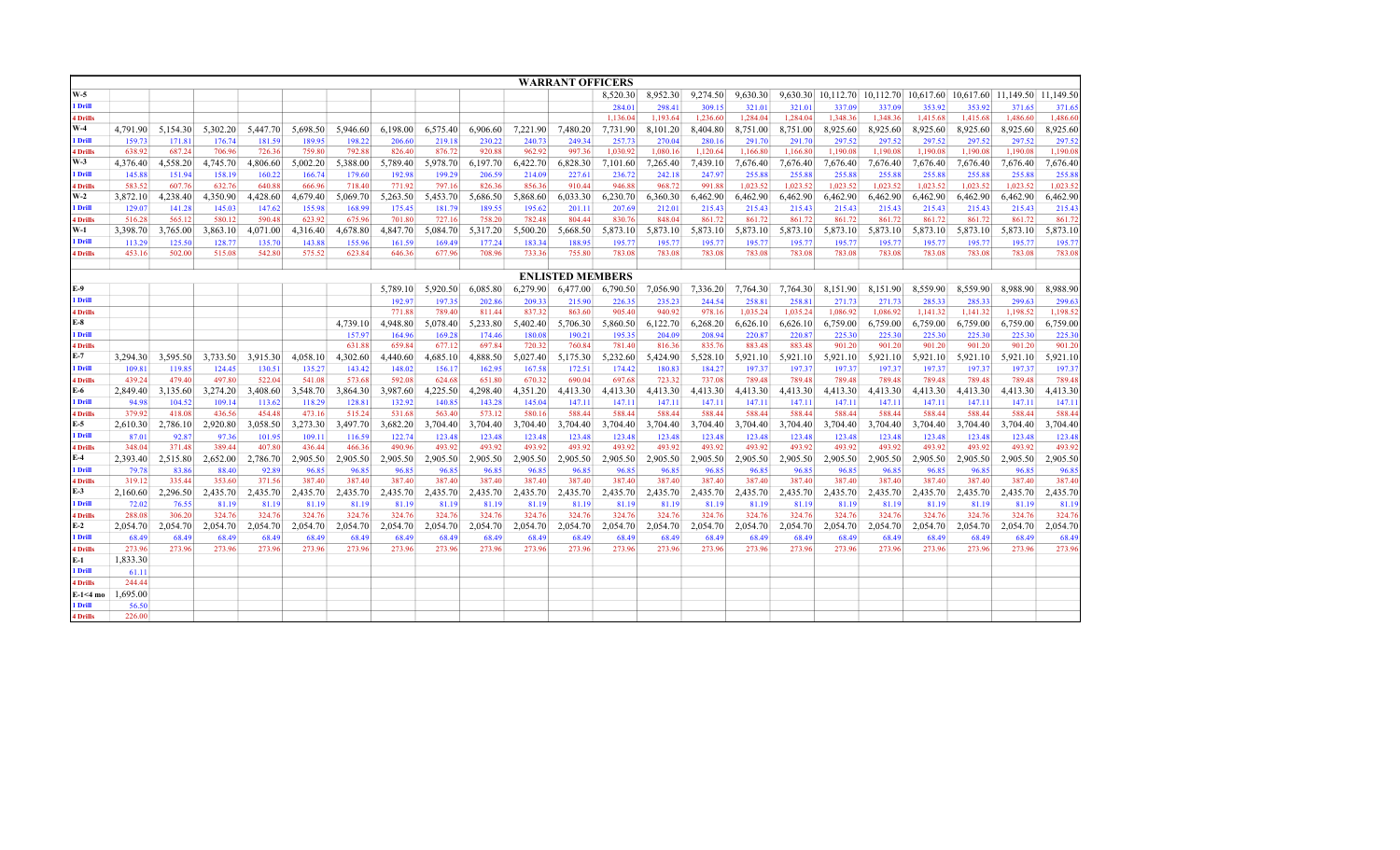| WARRANT OFFICERS | | | | | | | | | | | | | | | | | | | | | | |
|---|---|---|---|---|---|---|---|---|---|---|---|---|---|---|---|---|---|---|---|---|---|---|
| W-5 | | | | | | | | | | | | 8,520.30 | 8,952.30 | 9,274.50 | 9,630.30 | 9,630.30 | 10,112.70 | 10,112.70 | 10,617.60 | 10,617.60 | 11,149.50 | 11,149.50 |
| 1 Drill | | | | | | | | | | | | 284.01 | 298.41 | 309.15 | 321.01 | 321.01 | 337.09 | 337.09 | 353.92 | 353.92 | 371.65 | 371.65 |
| 4 Drills | | | | | | | | | | | | 1,136.04 | 1,193.64 | 1,236.60 | 1,284.04 | 1,284.04 | 1,348.36 | 1,348.36 | 1,415.68 | 1,415.68 | 1,486.60 | 1,486.60 |
| W-4 | 4,791.90 | 5,154.30 | 5,302.20 | 5,447.70 | 5,698.50 | 5,946.60 | 6,198.00 | 6,575.40 | 6,906.60 | 7,221.90 | 7,480.20 | 7,731.90 | 8,101.20 | 8,404.80 | 8,751.00 | 8,751.00 | 8,925.60 | 8,925.60 | 8,925.60 | 8,925.60 | 8,925.60 | 8,925.60 |
| 1 Drill | 159.73 | 171.81 | 176.74 | 181.59 | 189.95 | 198.22 | 206.60 | 219.18 | 230.22 | 240.73 | 249.34 | 257.73 | 270.04 | 280.16 | 291.70 | 291.70 | 297.52 | 297.52 | 297.52 | 297.52 | 297.52 | 297.52 |
| 4 Drills | 638.92 | 687.24 | 706.96 | 726.36 | 759.80 | 792.88 | 826.40 | 876.72 | 920.88 | 962.92 | 997.36 | 1,030.92 | 1,080.16 | 1,120.64 | 1,166.80 | 1,166.80 | 1,190.08 | 1,190.08 | 1,190.08 | 1,190.08 | 1,190.08 | 1,190.08 |
| W-3 | 4,376.40 | 4,558.20 | 4,745.70 | 4,806.60 | 5,002.20 | 5,388.00 | 5,789.40 | 5,978.70 | 6,197.70 | 6,422.70 | 6,828.30 | 7,101.60 | 7,265.40 | 7,439.10 | 7,676.40 | 7,676.40 | 7,676.40 | 7,676.40 | 7,676.40 | 7,676.40 | 7,676.40 | 7,676.40 |
| 1 Drill | 145.88 | 151.94 | 158.19 | 160.22 | 166.74 | 179.60 | 192.98 | 199.29 | 206.59 | 214.09 | 227.61 | 236.72 | 242.18 | 247.97 | 255.88 | 255.88 | 255.88 | 255.88 | 255.88 | 255.88 | 255.88 | 255.88 |
| 4 Drills | 583.52 | 607.76 | 632.76 | 640.88 | 666.96 | 718.40 | 771.92 | 797.16 | 826.36 | 856.36 | 910.44 | 946.88 | 968.72 | 991.88 | 1,023.52 | 1,023.52 | 1,023.52 | 1,023.52 | 1,023.52 | 1,023.52 | 1,023.52 | 1,023.52 |
| W-2 | 3,872.10 | 4,238.40 | 4,350.90 | 4,428.60 | 4,679.40 | 5,069.70 | 5,263.50 | 5,453.70 | 5,686.50 | 5,868.60 | 6,033.30 | 6,230.70 | 6,360.30 | 6,462.90 | 6,462.90 | 6,462.90 | 6,462.90 | 6,462.90 | 6,462.90 | 6,462.90 | 6,462.90 | 6,462.90 |
| 1 Drill | 129.07 | 141.28 | 145.03 | 147.62 | 155.98 | 168.99 | 175.45 | 181.79 | 189.55 | 195.62 | 201.11 | 207.69 | 212.01 | 215.43 | 215.43 | 215.43 | 215.43 | 215.43 | 215.43 | 215.43 | 215.43 | 215.43 |
| 4 Drills | 516.28 | 565.12 | 580.12 | 590.48 | 623.92 | 675.96 | 701.80 | 727.16 | 758.20 | 782.48 | 804.44 | 830.76 | 848.04 | 861.72 | 861.72 | 861.72 | 861.72 | 861.72 | 861.72 | 861.72 | 861.72 | 861.72 |
| W-1 | 3,398.70 | 3,765.00 | 3,863.10 | 4,071.00 | 4,316.40 | 4,678.80 | 4,847.70 | 5,084.70 | 5,317.20 | 5,500.20 | 5,668.50 | 5,873.10 | 5,873.10 | 5,873.10 | 5,873.10 | 5,873.10 | 5,873.10 | 5,873.10 | 5,873.10 | 5,873.10 | 5,873.10 | 5,873.10 |
| 1 Drill | 113.29 | 125.50 | 128.77 | 135.70 | 143.88 | 155.96 | 161.59 | 169.49 | 177.24 | 183.34 | 188.95 | 195.77 | 195.77 | 195.77 | 195.77 | 195.77 | 195.77 | 195.77 | 195.77 | 195.77 | 195.77 | 195.77 |
| 4 Drills | 453.16 | 502.00 | 515.08 | 542.80 | 575.52 | 623.84 | 646.36 | 677.96 | 708.96 | 733.36 | 755.80 | 783.08 | 783.08 | 783.08 | 783.08 | 783.08 | 783.08 | 783.08 | 783.08 | 783.08 | 783.08 | 783.08 |
| ENLISTED MEMBERS | | | | | | | | | | | | | | | | | | | | | | |
| E-9 | | | | | | | 5,789.10 | 5,920.50 | 6,085.80 | 6,279.90 | 6,477.00 | 6,790.50 | 7,056.90 | 7,336.20 | 7,764.30 | 7,764.30 | 8,151.90 | 8,151.90 | 8,559.90 | 8,559.90 | 8,988.90 | 8,988.90 |
| 1 Drill | | | | | | | 192.97 | 197.35 | 202.86 | 209.33 | 215.90 | 226.35 | 235.23 | 244.54 | 258.81 | 258.81 | 271.73 | 271.73 | 285.33 | 285.33 | 299.63 | 299.63 |
| 4 Drills | | | | | | | 771.88 | 789.40 | 811.44 | 837.32 | 863.60 | 905.40 | 940.92 | 978.16 | 1,035.24 | 1,035.24 | 1,086.92 | 1,086.92 | 1,141.32 | 1,141.32 | 1,198.52 | 1,198.52 |
| E-8 | | | | | | 4,739.10 | 4,948.80 | 5,078.40 | 5,233.80 | 5,402.40 | 5,706.30 | 5,860.50 | 6,122.70 | 6,268.20 | 6,626.10 | 6,626.10 | 6,759.00 | 6,759.00 | 6,759.00 | 6,759.00 | 6,759.00 | 6,759.00 |
| 1 Drill | | | | | | 157.97 | 164.96 | 169.28 | 174.46 | 180.08 | 190.21 | 195.35 | 204.09 | 208.94 | 220.87 | 220.87 | 225.30 | 225.30 | 225.30 | 225.30 | 225.30 | 225.30 |
| 4 Drills | | | | | | 631.88 | 659.84 | 677.12 | 697.84 | 720.32 | 760.84 | 781.40 | 816.36 | 835.76 | 883.48 | 883.48 | 901.20 | 901.20 | 901.20 | 901.20 | 901.20 | 901.20 |
| E-7 | 3,294.30 | 3,595.50 | 3,733.50 | 3,915.30 | 4,058.10 | 4,302.60 | 4,440.60 | 4,685.10 | 4,888.50 | 5,027.40 | 5,175.30 | 5,232.60 | 5,424.90 | 5,528.10 | 5,921.10 | 5,921.10 | 5,921.10 | 5,921.10 | 5,921.10 | 5,921.10 | 5,921.10 | 5,921.10 |
| 1 Drill | 109.81 | 119.85 | 124.45 | 130.51 | 135.27 | 143.42 | 148.02 | 156.17 | 162.95 | 167.58 | 172.51 | 174.42 | 180.83 | 184.27 | 197.37 | 197.37 | 197.37 | 197.37 | 197.37 | 197.37 | 197.37 | 197.37 |
| 4 Drills | 439.24 | 479.40 | 497.80 | 522.04 | 541.08 | 573.68 | 592.08 | 624.68 | 651.80 | 670.32 | 690.04 | 697.68 | 723.32 | 737.08 | 789.48 | 789.48 | 789.48 | 789.48 | 789.48 | 789.48 | 789.48 | 789.48 |
| E-6 | 2,849.40 | 3,135.60 | 3,274.20 | 3,408.60 | 3,548.70 | 3,864.30 | 3,987.60 | 4,225.50 | 4,298.40 | 4,351.20 | 4,413.30 | 4,413.30 | 4,413.30 | 4,413.30 | 4,413.30 | 4,413.30 | 4,413.30 | 4,413.30 | 4,413.30 | 4,413.30 | 4,413.30 | 4,413.30 |
| 1 Drill | 94.98 | 104.52 | 109.14 | 113.62 | 118.29 | 128.81 | 132.92 | 140.85 | 143.28 | 145.04 | 147.11 | 147.11 | 147.11 | 147.11 | 147.11 | 147.11 | 147.11 | 147.11 | 147.11 | 147.11 | 147.11 | 147.11 |
| 4 Drills | 379.92 | 418.08 | 436.56 | 454.48 | 473.16 | 515.24 | 531.68 | 563.40 | 573.12 | 580.16 | 588.44 | 588.44 | 588.44 | 588.44 | 588.44 | 588.44 | 588.44 | 588.44 | 588.44 | 588.44 | 588.44 | 588.44 |
| E-5 | 2,610.30 | 2,786.10 | 2,920.80 | 3,058.50 | 3,273.30 | 3,497.70 | 3,682.20 | 3,704.40 | 3,704.40 | 3,704.40 | 3,704.40 | 3,704.40 | 3,704.40 | 3,704.40 | 3,704.40 | 3,704.40 | 3,704.40 | 3,704.40 | 3,704.40 | 3,704.40 | 3,704.40 | 3,704.40 |
| 1 Drill | 87.01 | 92.87 | 97.36 | 101.95 | 109.11 | 116.59 | 122.74 | 123.48 | 123.48 | 123.48 | 123.48 | 123.48 | 123.48 | 123.48 | 123.48 | 123.48 | 123.48 | 123.48 | 123.48 | 123.48 | 123.48 | 123.48 |
| 4 Drills | 348.04 | 371.48 | 389.44 | 407.80 | 436.44 | 466.36 | 490.96 | 493.92 | 493.92 | 493.92 | 493.92 | 493.92 | 493.92 | 493.92 | 493.92 | 493.92 | 493.92 | 493.92 | 493.92 | 493.92 | 493.92 | 493.92 |
| E-4 | 2,393.40 | 2,515.80 | 2,652.00 | 2,786.70 | 2,905.50 | 2,905.50 | 2,905.50 | 2,905.50 | 2,905.50 | 2,905.50 | 2,905.50 | 2,905.50 | 2,905.50 | 2,905.50 | 2,905.50 | 2,905.50 | 2,905.50 | 2,905.50 | 2,905.50 | 2,905.50 | 2,905.50 | 2,905.50 |
| 1 Drill | 79.78 | 83.86 | 88.40 | 92.89 | 96.85 | 96.85 | 96.85 | 96.85 | 96.85 | 96.85 | 96.85 | 96.85 | 96.85 | 96.85 | 96.85 | 96.85 | 96.85 | 96.85 | 96.85 | 96.85 | 96.85 | 96.85 |
| 4 Drills | 319.12 | 335.44 | 353.60 | 371.56 | 387.40 | 387.40 | 387.40 | 387.40 | 387.40 | 387.40 | 387.40 | 387.40 | 387.40 | 387.40 | 387.40 | 387.40 | 387.40 | 387.40 | 387.40 | 387.40 | 387.40 | 387.40 |
| E-3 | 2,160.60 | 2,296.50 | 2,435.70 | 2,435.70 | 2,435.70 | 2,435.70 | 2,435.70 | 2,435.70 | 2,435.70 | 2,435.70 | 2,435.70 | 2,435.70 | 2,435.70 | 2,435.70 | 2,435.70 | 2,435.70 | 2,435.70 | 2,435.70 | 2,435.70 | 2,435.70 | 2,435.70 | 2,435.70 |
| 1 Drill | 72.02 | 76.55 | 81.19 | 81.19 | 81.19 | 81.19 | 81.19 | 81.19 | 81.19 | 81.19 | 81.19 | 81.19 | 81.19 | 81.19 | 81.19 | 81.19 | 81.19 | 81.19 | 81.19 | 81.19 | 81.19 | 81.19 |
| 4 Drills | 288.08 | 306.20 | 324.76 | 324.76 | 324.76 | 324.76 | 324.76 | 324.76 | 324.76 | 324.76 | 324.76 | 324.76 | 324.76 | 324.76 | 324.76 | 324.76 | 324.76 | 324.76 | 324.76 | 324.76 | 324.76 | 324.76 |
| E-2 | 2,054.70 | 2,054.70 | 2,054.70 | 2,054.70 | 2,054.70 | 2,054.70 | 2,054.70 | 2,054.70 | 2,054.70 | 2,054.70 | 2,054.70 | 2,054.70 | 2,054.70 | 2,054.70 | 2,054.70 | 2,054.70 | 2,054.70 | 2,054.70 | 2,054.70 | 2,054.70 | 2,054.70 | 2,054.70 |
| 1 Drill | 68.49 | 68.49 | 68.49 | 68.49 | 68.49 | 68.49 | 68.49 | 68.49 | 68.49 | 68.49 | 68.49 | 68.49 | 68.49 | 68.49 | 68.49 | 68.49 | 68.49 | 68.49 | 68.49 | 68.49 | 68.49 | 68.49 |
| 4 Drills | 273.96 | 273.96 | 273.96 | 273.96 | 273.96 | 273.96 | 273.96 | 273.96 | 273.96 | 273.96 | 273.96 | 273.96 | 273.96 | 273.96 | 273.96 | 273.96 | 273.96 | 273.96 | 273.96 | 273.96 | 273.96 | 273.96 |
| E-1 | 1,833.30 | | | | | | | | | | | | | | | | | | | | | |
| 1 Drill | 61.11 | | | | | | | | | | | | | | | | | | | | | |
| 4 Drills | 244.44 | | | | | | | | | | | | | | | | | | | | | |
| E-1<4 mo | 1,695.00 | | | | | | | | | | | | | | | | | | | | | |
| 1 Drill | 56.50 | | | | | | | | | | | | | | | | | | | | | |
| 4 Drills | 226.00 | | | | | | | | | | | | | | | | | | | | | |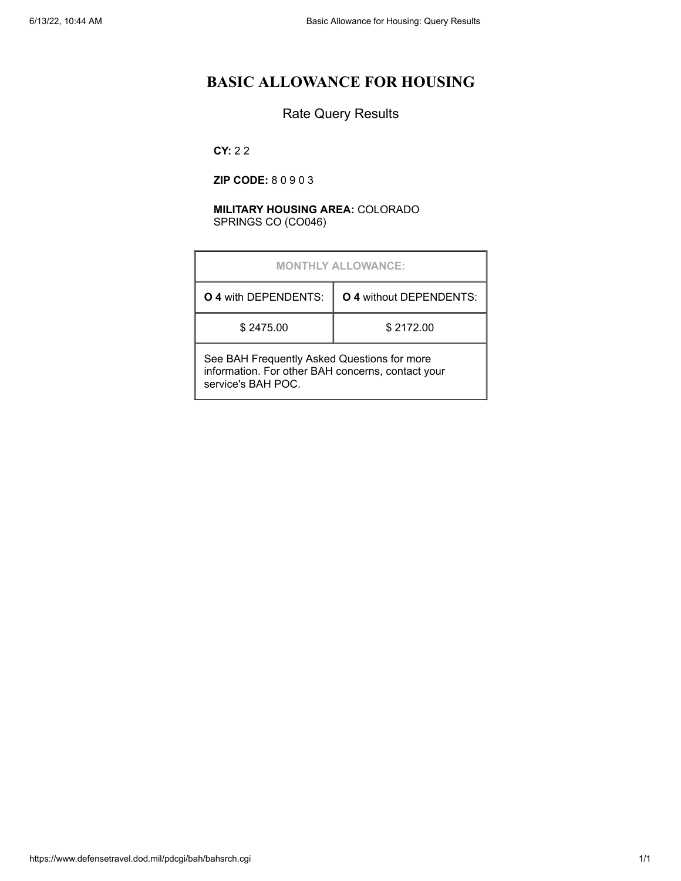# BASIC ALLOWANCE FOR HOUSING

## Rate Query Results

**CY:** 2 2

**ZIP CODE:** 8 0 9 0 3

**MILITARY HOUSING AREA:** COLORADO SPRINGS CO (CO046)

| MONTHLY ALLOWANCE: | |
|---|---|
| **O 4** with DEPENDENTS: | **O 4** without DEPENDENTS: |
| $ 2475.00 | $ 2172.00 |
| See BAH Frequently Asked Questions for more information. For other BAH concerns, contact your service's BAH POC. | |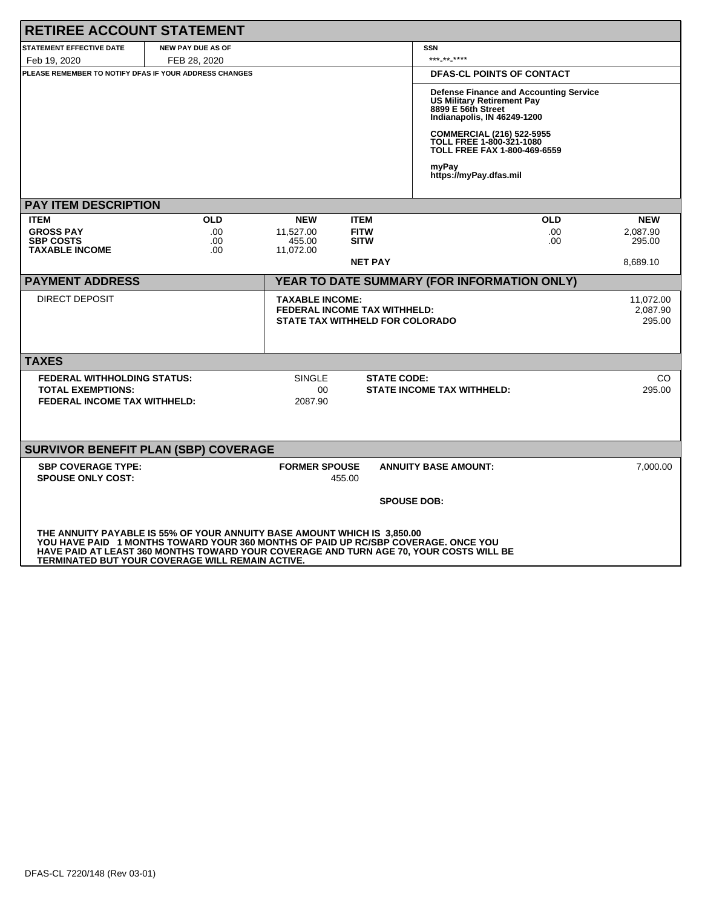# RETIREE ACCOUNT STATEMENT

| STATEMENT EFFECTIVE DATE | NEW PAY DUE AS OF | SSN |
|---|---|---|
| Feb 19, 2020 | FEB 28, 2020 | \*\*\*-\*\*-\*\*\*\* |

PLEASE REMEMBER TO NOTIFY DFAS IF YOUR ADDRESS CHANGES

**DFAS-CL POINTS OF CONTACT**

**Defense Finance and Accounting Service**
**US Military Retirement Pay**
**8899 E 56th Street**
**Indianapolis, IN 46249-1200**

**COMMERCIAL (216) 522-5955**
**TOLL FREE 1-800-321-1080**
**TOLL FREE FAX 1-800-469-6559**

**myPay**
**https://myPay.dfas.mil**

## PAY ITEM DESCRIPTION

| ITEM | OLD | NEW | ITEM | OLD | NEW |
|---|---|---|---|---|---|
| GROSS PAY | .00 | 11,527.00 | FITW | .00 | 2,087.90 |
| SBP COSTS | .00 | 455.00 | SITW | .00 | 295.00 |
| TAXABLE INCOME | .00 | 11,072.00 | | | |
| | | | NET PAY | | 8,689.10 |

## PAYMENT ADDRESS

DIRECT DEPOSIT

## YEAR TO DATE SUMMARY (FOR INFORMATION ONLY)

| | |
|---|---|
| TAXABLE INCOME: | 11,072.00 |
| FEDERAL INCOME TAX WITHHELD: | 2,087.90 |
| STATE TAX WITHHELD FOR COLORADO | 295.00 |

## TAXES

| | | | |
|---|---|---|---|
| FEDERAL WITHHOLDING STATUS: | SINGLE | STATE CODE: | CO |
| TOTAL EXEMPTIONS: | 00 | STATE INCOME TAX WITHHELD: | 295.00 |
| FEDERAL INCOME TAX WITHHELD: | 2087.90 | | |

## SURVIVOR BENEFIT PLAN (SBP) COVERAGE

| | | | |
|---|---|---|---|
| SBP COVERAGE TYPE: | FORMER SPOUSE | ANNUITY BASE AMOUNT: | 7,000.00 |
| SPOUSE ONLY COST: | 455.00 | | |
| | | SPOUSE DOB: | |

THE ANNUITY PAYABLE IS 55% OF YOUR ANNUITY BASE AMOUNT WHICH IS 3,850.00
YOU HAVE PAID 1 MONTHS TOWARD YOUR 360 MONTHS OF PAID UP RC/SBP COVERAGE. ONCE YOU HAVE PAID AT LEAST 360 MONTHS TOWARD YOUR COVERAGE AND TURN AGE 70, YOUR COSTS WILL BE TERMINATED BUT YOUR COVERAGE WILL REMAIN ACTIVE.

DFAS-CL 7220/148 (Rev 03-01)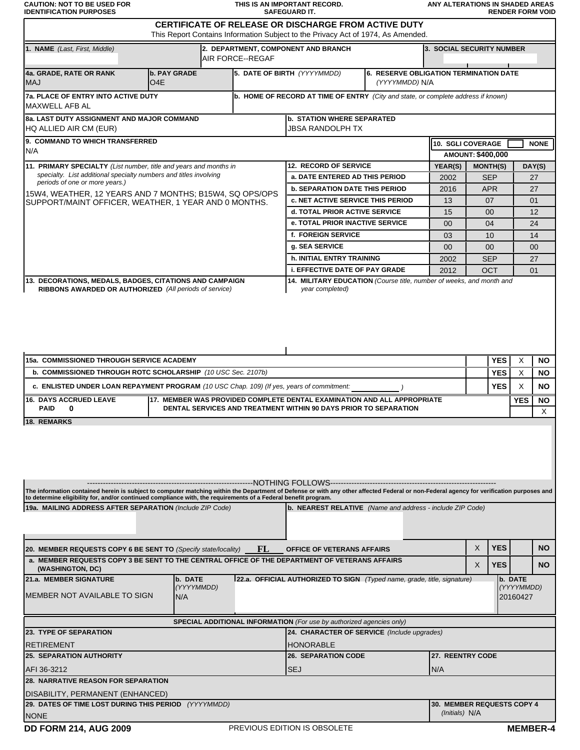CAUTION: NOT TO BE USED FOR IDENTIFICATION PURPOSES | THIS IS AN IMPORTANT RECORD. SAFEGUARD IT. | ANY ALTERATIONS IN SHADED AREAS RENDER FORM VOID

# CERTIFICATE OF RELEASE OR DISCHARGE FROM ACTIVE DUTY

This Report Contains Information Subject to the Privacy Act of 1974, As Amended.

**1. NAME** *(Last, First, Middle)*:

**2. DEPARTMENT, COMPONENT AND BRANCH**: AIR FORCE--REGAF

**3. SOCIAL SECURITY NUMBER**:

**4a. GRADE, RATE OR RANK**: MAJ

**b. PAY GRADE**: O4E

**5. DATE OF BIRTH** *(YYYYMMDD)*:

**6. RESERVE OBLIGATION TERMINATION DATE** *(YYYYMMDD)*: N/A

**7a. PLACE OF ENTRY INTO ACTIVE DUTY**: MAXWELL AFB AL

**b. HOME OF RECORD AT TIME OF ENTRY** *(City and state, or complete address if known)*:

**8a. LAST DUTY ASSIGNMENT AND MAJOR COMMAND**: HQ ALLIED AIR CM (EUR)

**b. STATION WHERE SEPARATED**: JBSA RANDOLPH TX

**9. COMMAND TO WHICH TRANSFERRED**: N/A

**10. SGLI COVERAGE** ☐ NONE — **AMOUNT: $400,000**

**11. PRIMARY SPECIALTY** *(List number, title and years and months in specialty. List additional specialty numbers and titles involving periods of one or more years.)*

15W4, WEATHER, 12 YEARS AND 7 MONTHS; B15W4, SQ OPS/OPS SUPPORT/MAINT OFFICER, WEATHER, 1 YEAR AND 0 MONTHS.

| 12. RECORD OF SERVICE | YEAR(S) | MONTH(S) | DAY(S) |
|---|---|---|---|
| a. DATE ENTERED AD THIS PERIOD | 2002 | SEP | 27 |
| b. SEPARATION DATE THIS PERIOD | 2016 | APR | 27 |
| c. NET ACTIVE SERVICE THIS PERIOD | 13 | 07 | 01 |
| d. TOTAL PRIOR ACTIVE SERVICE | 15 | 00 | 12 |
| e. TOTAL PRIOR INACTIVE SERVICE | 00 | 04 | 24 |
| f. FOREIGN SERVICE | 03 | 10 | 14 |
| g. SEA SERVICE | 00 | 00 | 00 |
| h. INITIAL ENTRY TRAINING | 2002 | SEP | 27 |
| i. EFFECTIVE DATE OF PAY GRADE | 2012 | OCT | 01 |

**13. DECORATIONS, MEDALS, BADGES, CITATIONS AND CAMPAIGN RIBBONS AWARDED OR AUTHORIZED** *(All periods of service)*

**14. MILITARY EDUCATION** *(Course title, number of weeks, and month and year completed)*

| | YES | NO |
|---|---|---|
| 15a. COMMISSIONED THROUGH SERVICE ACADEMY | | X |
| b. COMMISSIONED THROUGH ROTC SCHOLARSHIP (10 USC Sec. 2107b) | | X |
| c. ENLISTED UNDER LOAN REPAYMENT PROGRAM (10 USC Chap. 109) (If yes, years of commitment: ) | | X |

**16. DAYS ACCRUED LEAVE PAID**: 0

**17. MEMBER WAS PROVIDED COMPLETE DENTAL EXAMINATION AND ALL APPROPRIATE DENTAL SERVICES AND TREATMENT WITHIN 90 DAYS PRIOR TO SEPARATION** — YES: ☐ NO: X

**18. REMARKS**

---NOTHING FOLLOWS---

The information contained herein is subject to computer matching within the Department of Defense or with any other affected Federal or non-Federal agency for verification purposes and to determine eligibility for, and/or continued compliance with, the requirements of a Federal benefit program.

**19a. MAILING ADDRESS AFTER SEPARATION** *(Include ZIP Code)*:

**b. NEAREST RELATIVE** *(Name and address - include ZIP Code)*:

**20. MEMBER REQUESTS COPY 6 BE SENT TO** *(Specify state/locality)* FL OFFICE OF VETERANS AFFAIRS — X YES ☐ NO

**a. MEMBER REQUESTS COPY 3 BE SENT TO THE CENTRAL OFFICE OF THE DEPARTMENT OF VETERANS AFFAIRS (WASHINGTON, DC)** — X YES ☐ NO

**21.a. MEMBER SIGNATURE**: MEMBER NOT AVAILABLE TO SIGN

**b. DATE** *(YYYYMMDD)*: N/A

**22.a. OFFICIAL AUTHORIZED TO SIGN** *(Typed name, grade, title, signature)*:

**b. DATE** *(YYYYMMDD)*: 20160427

## SPECIAL ADDITIONAL INFORMATION *(For use by authorized agencies only)*

**23. TYPE OF SEPARATION**: RETIREMENT

**24. CHARACTER OF SERVICE** *(Include upgrades)*: HONORABLE

**25. SEPARATION AUTHORITY**: AFI 36-3212

**26. SEPARATION CODE**: SEJ

**27. REENTRY CODE**: N/A

**28. NARRATIVE REASON FOR SEPARATION**: DISABILITY, PERMANENT (ENHANCED)

**29. DATES OF TIME LOST DURING THIS PERIOD** *(YYYYMMDD)*: NONE

**30. MEMBER REQUESTS COPY 4** *(Initials)*: N/A

DD FORM 214, AUG 2009 — PREVIOUS EDITION IS OBSOLETE — MEMBER-4